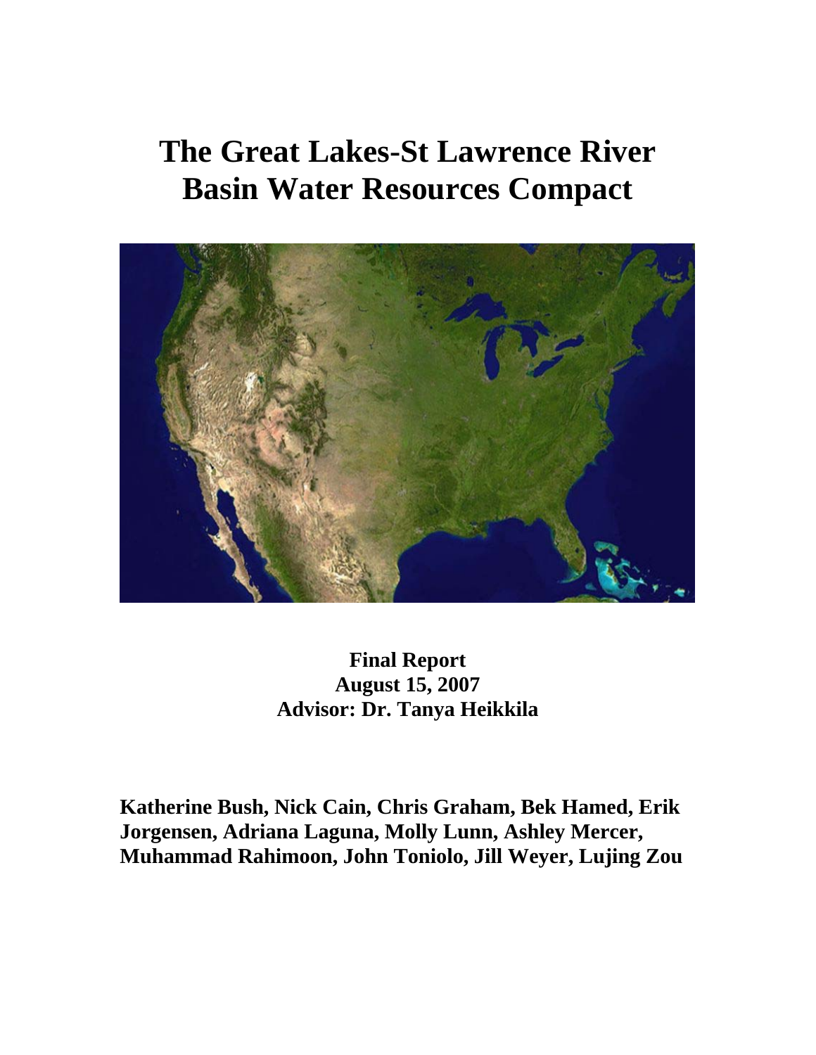# The Great Lakes-St Lawrence River Basin Water Resources Compact

**Final Report**
**August 15, 2007**
**Advisor: Dr. Tanya Heikkila**

**Katherine Bush, Nick Cain, Chris Graham, Bek Hamed, Erik Jorgensen, Adriana Laguna, Molly Lunn, Ashley Mercer, Muhammad Rahimoon, John Toniolo, Jill Weyer, Lujing Zou**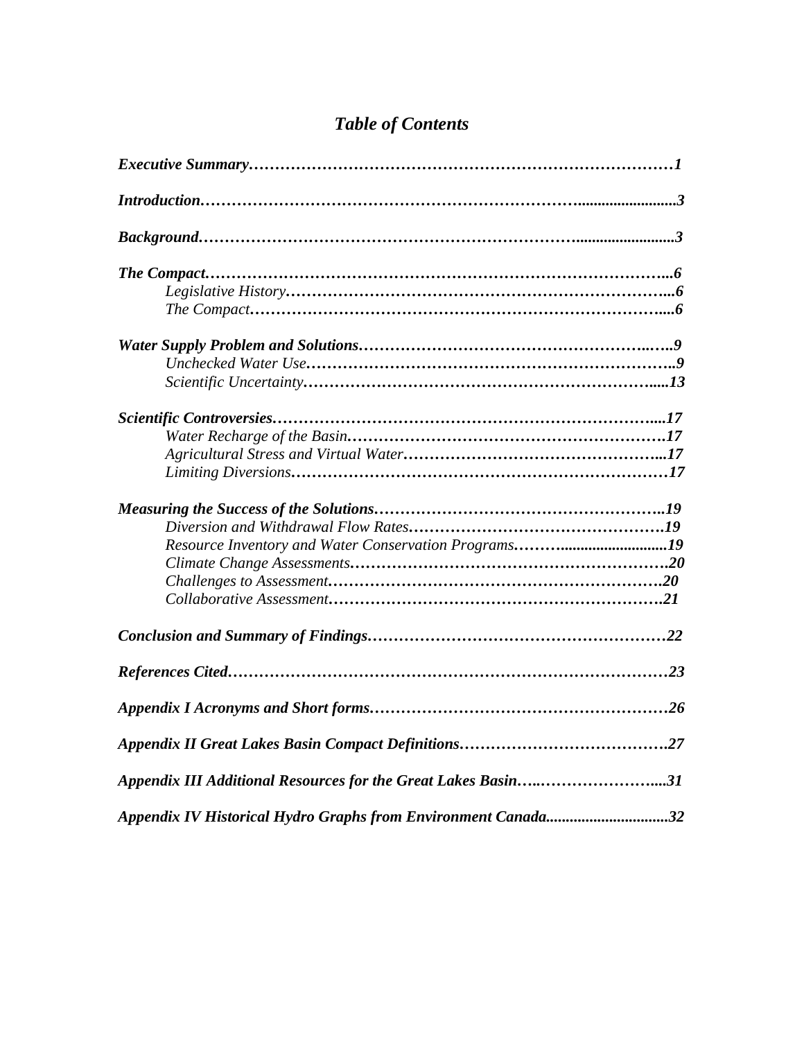# *Table of Contents*

***Executive Summary***……………………………………………………………………**1**

***Introduction***…………………………………………………………………**3**

***Background***…………………………………………………………………**3**

***The Compact***…………………………………………………………………**6**
- *Legislative History*……………………………………………………………**6**
- *The Compact*…………………………………………………………………**6**

***Water Supply Problem and Solutions***……………………………………………**9**
- *Unchecked Water Use*…………………………………………………………**9**
- *Scientific Uncertainty*…………………………………………………………**13**

***Scientific Controversies***……………………………………………………………**17**
- *Water Recharge of the Basin*…………………………………………………**17**
- *Agricultural Stress and Virtual Water*…………………………………………**17**
- *Limiting Diversions*……………………………………………………………**17**

***Measuring the Success of the Solutions***…………………………………………**19**
- *Diversion and Withdrawal Flow Rates*…………………………………………**19**
- *Resource Inventory and Water Conservation Programs*…………………………**19**
- *Climate Change Assessments*…………………………………………………**20**
- *Challenges to Assessment*……………………………………………………**20**
- *Collaborative Assessment*……………………………………………………**21**

***Conclusion and Summary of Findings***……………………………………………**22**

***References Cited***…………………………………………………………………**23**

***Appendix I Acronyms and Short forms***……………………………………………**26**

***Appendix II Great Lakes Basin Compact Definitions***………………………………**27**

***Appendix III Additional Resources for the Great Lakes Basin***…………………**31**

***Appendix IV Historical Hydro Graphs from Environment Canada***………………**32**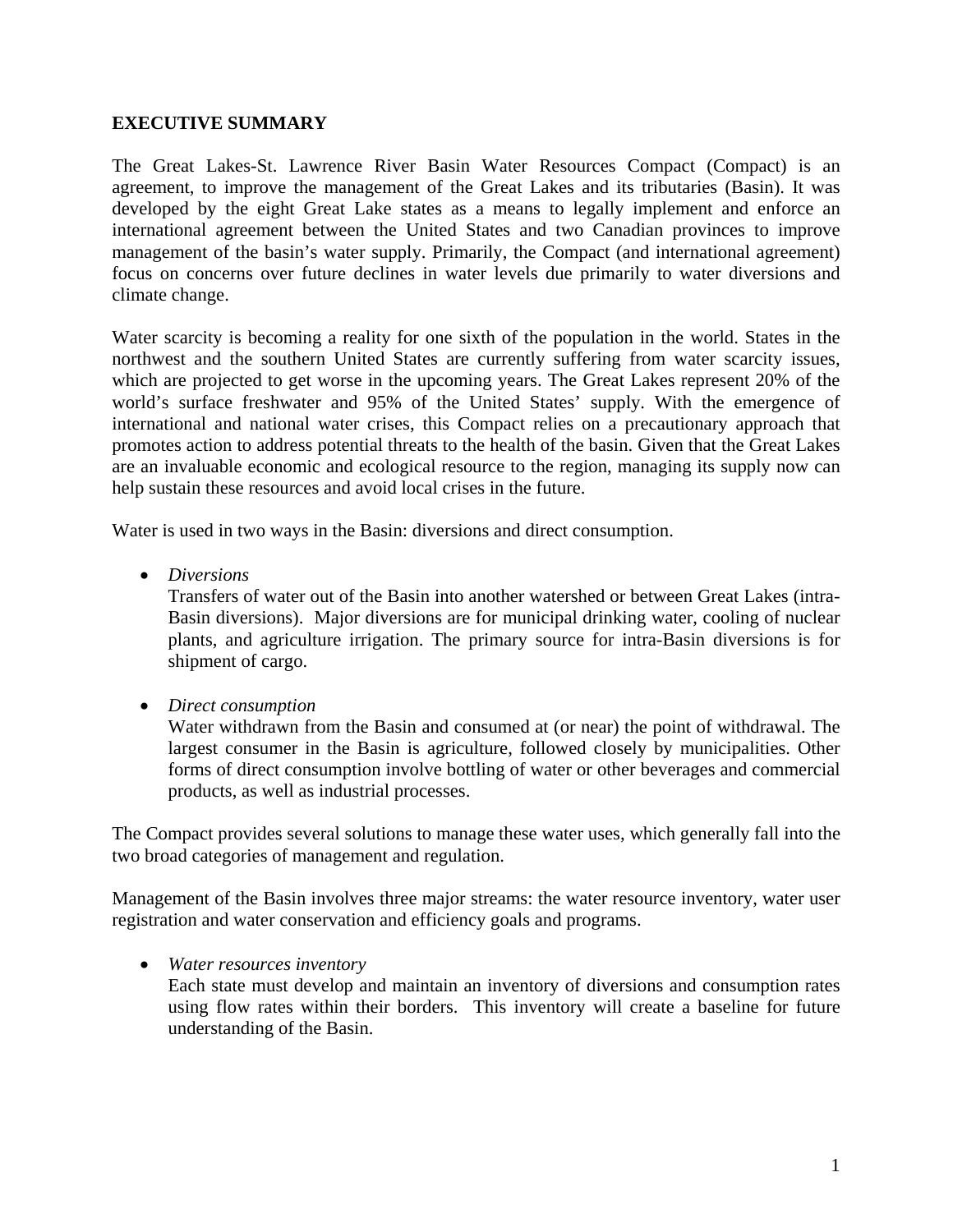# EXECUTIVE SUMMARY

The Great Lakes-St. Lawrence River Basin Water Resources Compact (Compact) is an agreement, to improve the management of the Great Lakes and its tributaries (Basin). It was developed by the eight Great Lake states as a means to legally implement and enforce an international agreement between the United States and two Canadian provinces to improve management of the basin's water supply. Primarily, the Compact (and international agreement) focus on concerns over future declines in water levels due primarily to water diversions and climate change.

Water scarcity is becoming a reality for one sixth of the population in the world. States in the northwest and the southern United States are currently suffering from water scarcity issues, which are projected to get worse in the upcoming years. The Great Lakes represent 20% of the world's surface freshwater and 95% of the United States' supply. With the emergence of international and national water crises, this Compact relies on a precautionary approach that promotes action to address potential threats to the health of the basin. Given that the Great Lakes are an invaluable economic and ecological resource to the region, managing its supply now can help sustain these resources and avoid local crises in the future.

Water is used in two ways in the Basin: diversions and direct consumption.

- *Diversions*
  Transfers of water out of the Basin into another watershed or between Great Lakes (intra-Basin diversions). Major diversions are for municipal drinking water, cooling of nuclear plants, and agriculture irrigation. The primary source for intra-Basin diversions is for shipment of cargo.

- *Direct consumption*
  Water withdrawn from the Basin and consumed at (or near) the point of withdrawal. The largest consumer in the Basin is agriculture, followed closely by municipalities. Other forms of direct consumption involve bottling of water or other beverages and commercial products, as well as industrial processes.

The Compact provides several solutions to manage these water uses, which generally fall into the two broad categories of management and regulation.

Management of the Basin involves three major streams: the water resource inventory, water user registration and water conservation and efficiency goals and programs.

- *Water resources inventory*
  Each state must develop and maintain an inventory of diversions and consumption rates using flow rates within their borders. This inventory will create a baseline for future understanding of the Basin.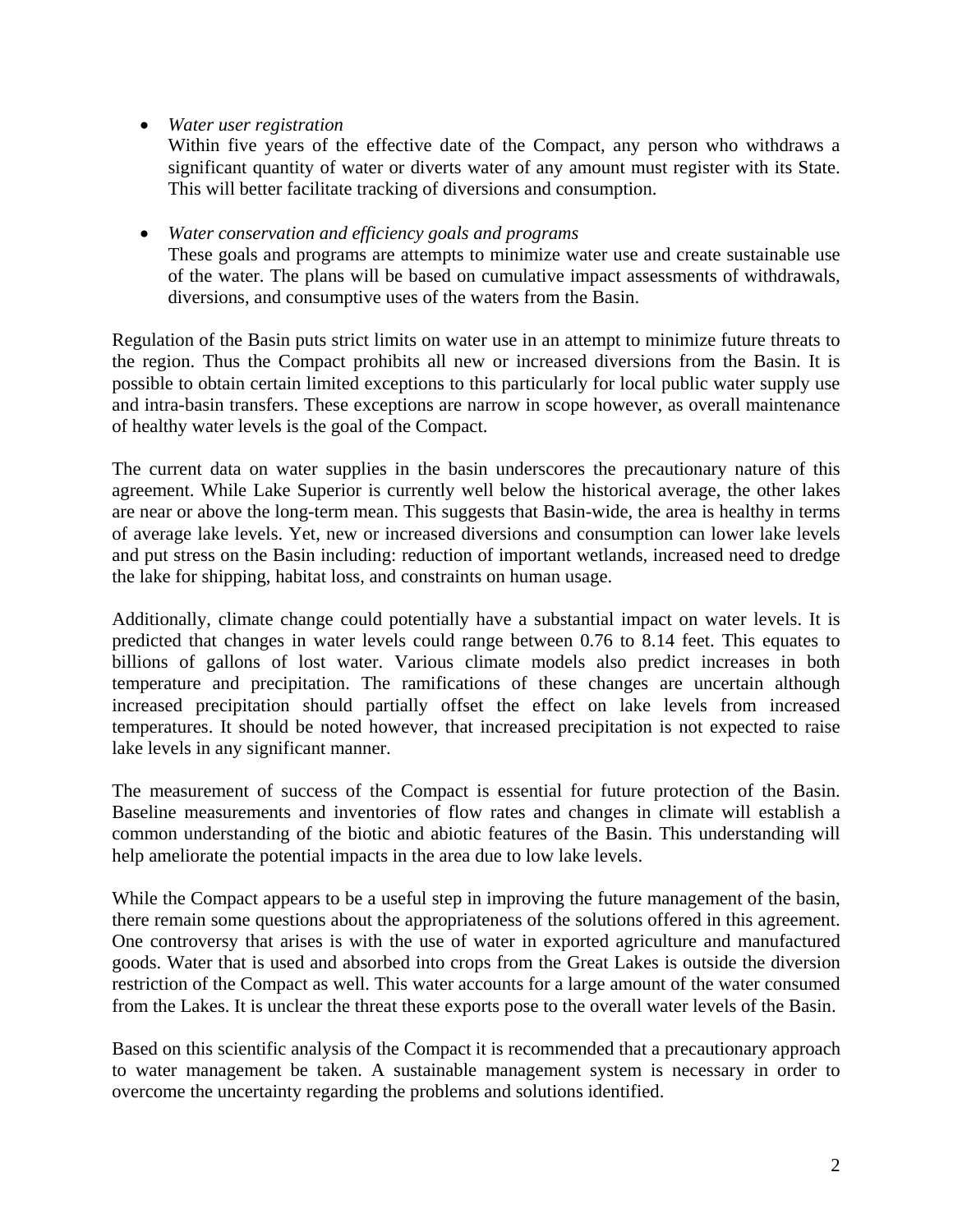- *Water user registration*
  Within five years of the effective date of the Compact, any person who withdraws a significant quantity of water or diverts water of any amount must register with its State. This will better facilitate tracking of diversions and consumption.

- *Water conservation and efficiency goals and programs*
  These goals and programs are attempts to minimize water use and create sustainable use of the water. The plans will be based on cumulative impact assessments of withdrawals, diversions, and consumptive uses of the waters from the Basin.

Regulation of the Basin puts strict limits on water use in an attempt to minimize future threats to the region. Thus the Compact prohibits all new or increased diversions from the Basin. It is possible to obtain certain limited exceptions to this particularly for local public water supply use and intra-basin transfers. These exceptions are narrow in scope however, as overall maintenance of healthy water levels is the goal of the Compact.

The current data on water supplies in the basin underscores the precautionary nature of this agreement. While Lake Superior is currently well below the historical average, the other lakes are near or above the long-term mean. This suggests that Basin-wide, the area is healthy in terms of average lake levels. Yet, new or increased diversions and consumption can lower lake levels and put stress on the Basin including: reduction of important wetlands, increased need to dredge the lake for shipping, habitat loss, and constraints on human usage.

Additionally, climate change could potentially have a substantial impact on water levels. It is predicted that changes in water levels could range between 0.76 to 8.14 feet. This equates to billions of gallons of lost water. Various climate models also predict increases in both temperature and precipitation. The ramifications of these changes are uncertain although increased precipitation should partially offset the effect on lake levels from increased temperatures. It should be noted however, that increased precipitation is not expected to raise lake levels in any significant manner.

The measurement of success of the Compact is essential for future protection of the Basin. Baseline measurements and inventories of flow rates and changes in climate will establish a common understanding of the biotic and abiotic features of the Basin. This understanding will help ameliorate the potential impacts in the area due to low lake levels.

While the Compact appears to be a useful step in improving the future management of the basin, there remain some questions about the appropriateness of the solutions offered in this agreement. One controversy that arises is with the use of water in exported agriculture and manufactured goods. Water that is used and absorbed into crops from the Great Lakes is outside the diversion restriction of the Compact as well. This water accounts for a large amount of the water consumed from the Lakes. It is unclear the threat these exports pose to the overall water levels of the Basin.

Based on this scientific analysis of the Compact it is recommended that a precautionary approach to water management be taken. A sustainable management system is necessary in order to overcome the uncertainty regarding the problems and solutions identified.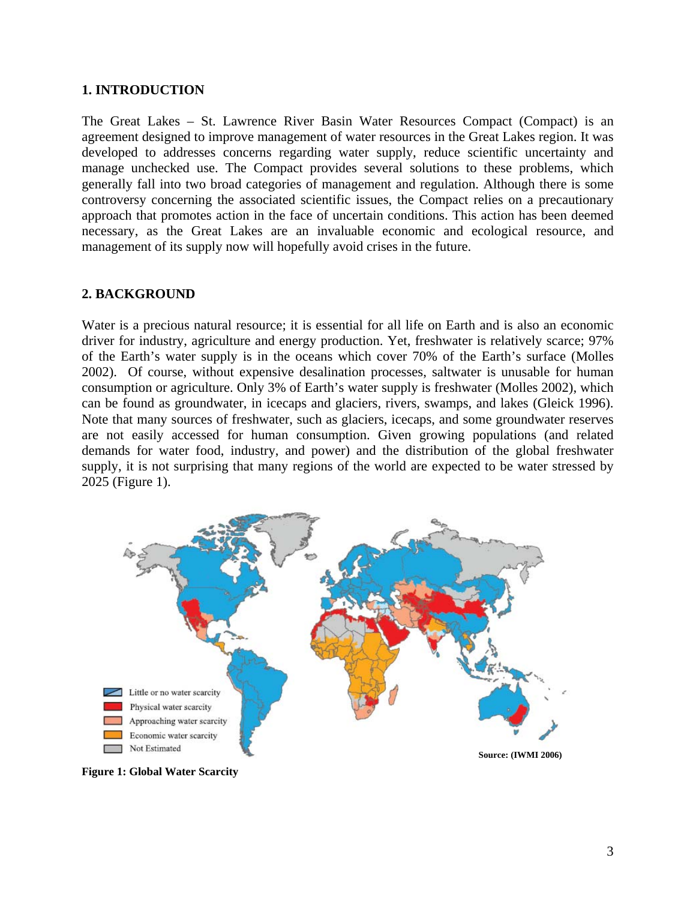## 1. INTRODUCTION

The Great Lakes – St. Lawrence River Basin Water Resources Compact (Compact) is an agreement designed to improve management of water resources in the Great Lakes region. It was developed to addresses concerns regarding water supply, reduce scientific uncertainty and manage unchecked use. The Compact provides several solutions to these problems, which generally fall into two broad categories of management and regulation. Although there is some controversy concerning the associated scientific issues, the Compact relies on a precautionary approach that promotes action in the face of uncertain conditions. This action has been deemed necessary, as the Great Lakes are an invaluable economic and ecological resource, and management of its supply now will hopefully avoid crises in the future.

## 2. BACKGROUND

Water is a precious natural resource; it is essential for all life on Earth and is also an economic driver for industry, agriculture and energy production. Yet, freshwater is relatively scarce; 97% of the Earth's water supply is in the oceans which cover 70% of the Earth's surface (Molles 2002). Of course, without expensive desalination processes, saltwater is unusable for human consumption or agriculture. Only 3% of Earth's water supply is freshwater (Molles 2002), which can be found as groundwater, in icecaps and glaciers, rivers, swamps, and lakes (Gleick 1996). Note that many sources of freshwater, such as glaciers, icecaps, and some groundwater reserves are not easily accessed for human consumption. Given growing populations (and related demands for water food, industry, and power) and the distribution of the global freshwater supply, it is not surprising that many regions of the world are expected to be water stressed by 2025 (Figure 1).

Little or no water scarcity
Physical water scarcity
Approaching water scarcity
Economic water scarcity
Not Estimated

Source: (IWMI 2006)

**Figure 1: Global Water Scarcity**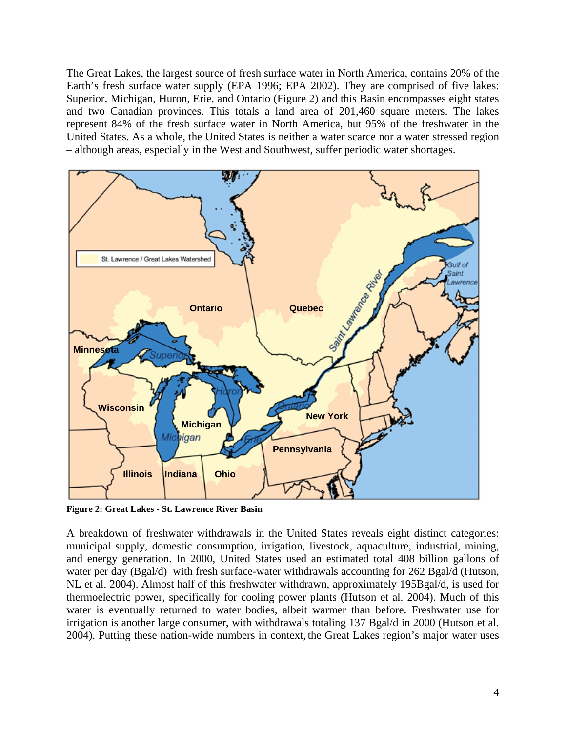The Great Lakes, the largest source of fresh surface water in North America, contains 20% of the Earth's fresh surface water supply (EPA 1996; EPA 2002). They are comprised of five lakes: Superior, Michigan, Huron, Erie, and Ontario (Figure 2) and this Basin encompasses eight states and two Canadian provinces. This totals a land area of 201,460 square meters. The lakes represent 84% of the fresh surface water in North America, but 95% of the freshwater in the United States. As a whole, the United States is neither a water scarce nor a water stressed region – although areas, especially in the West and Southwest, suffer periodic water shortages.

**Figure 2: Great Lakes - St. Lawrence River Basin**

A breakdown of freshwater withdrawals in the United States reveals eight distinct categories: municipal supply, domestic consumption, irrigation, livestock, aquaculture, industrial, mining, and energy generation. In 2000, United States used an estimated total 408 billion gallons of water per day (Bgal/d) with fresh surface-water withdrawals accounting for 262 Bgal/d (Hutson, NL et al. 2004). Almost half of this freshwater withdrawn, approximately 195Bgal/d, is used for thermoelectric power, specifically for cooling power plants (Hutson et al. 2004). Much of this water is eventually returned to water bodies, albeit warmer than before. Freshwater use for irrigation is another large consumer, with withdrawals totaling 137 Bgal/d in 2000 (Hutson et al. 2004). Putting these nation-wide numbers in context, the Great Lakes region's major water uses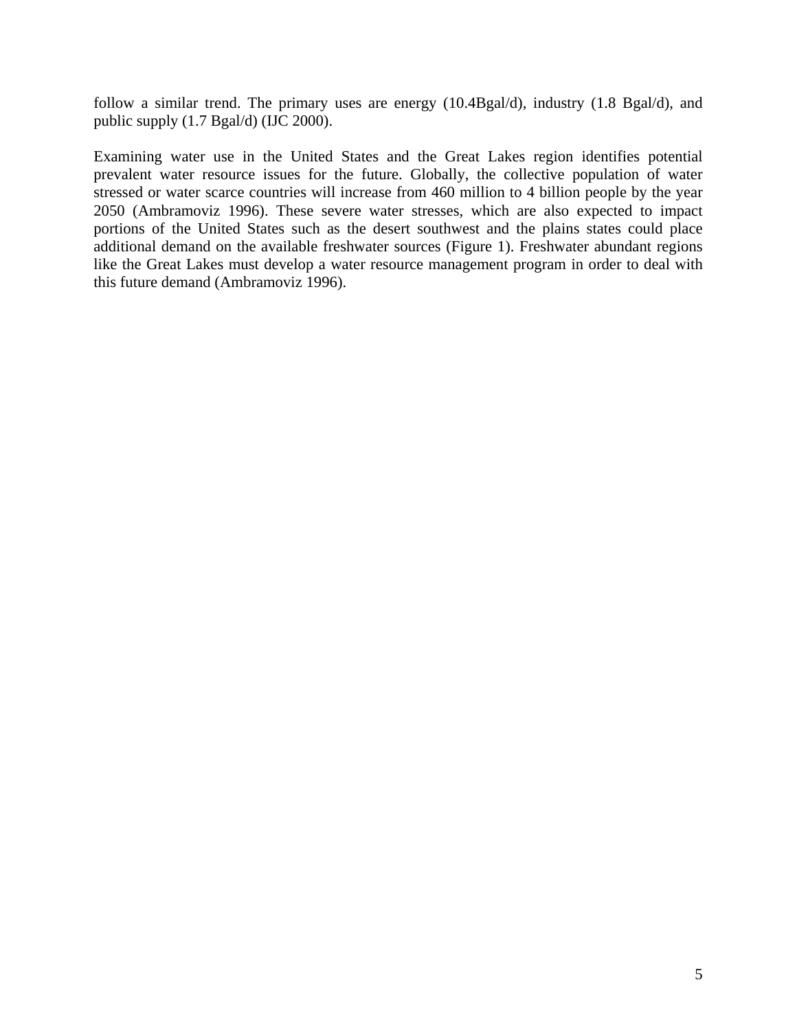follow a similar trend. The primary uses are energy (10.4Bgal/d), industry (1.8 Bgal/d), and public supply (1.7 Bgal/d) (IJC 2000).

Examining water use in the United States and the Great Lakes region identifies potential prevalent water resource issues for the future. Globally, the collective population of water stressed or water scarce countries will increase from 460 million to 4 billion people by the year 2050 (Ambramoviz 1996). These severe water stresses, which are also expected to impact portions of the United States such as the desert southwest and the plains states could place additional demand on the available freshwater sources (Figure 1). Freshwater abundant regions like the Great Lakes must develop a water resource management program in order to deal with this future demand (Ambramoviz 1996).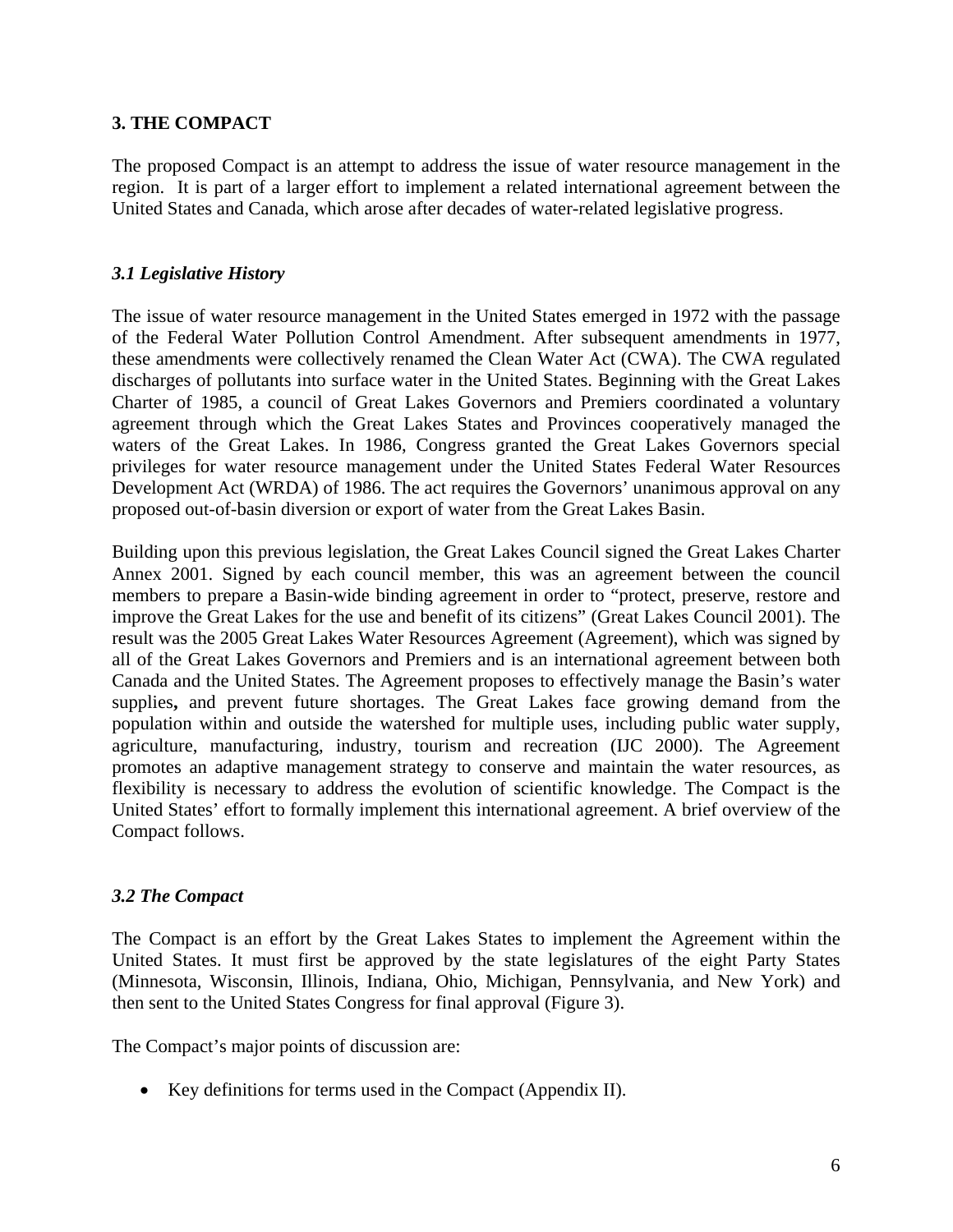## 3. THE COMPACT

The proposed Compact is an attempt to address the issue of water resource management in the region. It is part of a larger effort to implement a related international agreement between the United States and Canada, which arose after decades of water-related legislative progress.

### *3.1 Legislative History*

The issue of water resource management in the United States emerged in 1972 with the passage of the Federal Water Pollution Control Amendment. After subsequent amendments in 1977, these amendments were collectively renamed the Clean Water Act (CWA). The CWA regulated discharges of pollutants into surface water in the United States. Beginning with the Great Lakes Charter of 1985, a council of Great Lakes Governors and Premiers coordinated a voluntary agreement through which the Great Lakes States and Provinces cooperatively managed the waters of the Great Lakes. In 1986, Congress granted the Great Lakes Governors special privileges for water resource management under the United States Federal Water Resources Development Act (WRDA) of 1986. The act requires the Governors' unanimous approval on any proposed out-of-basin diversion or export of water from the Great Lakes Basin.

Building upon this previous legislation, the Great Lakes Council signed the Great Lakes Charter Annex 2001. Signed by each council member, this was an agreement between the council members to prepare a Basin-wide binding agreement in order to "protect, preserve, restore and improve the Great Lakes for the use and benefit of its citizens" (Great Lakes Council 2001). The result was the 2005 Great Lakes Water Resources Agreement (Agreement), which was signed by all of the Great Lakes Governors and Premiers and is an international agreement between both Canada and the United States. The Agreement proposes to effectively manage the Basin's water supplies**,** and prevent future shortages. The Great Lakes face growing demand from the population within and outside the watershed for multiple uses, including public water supply, agriculture, manufacturing, industry, tourism and recreation (IJC 2000). The Agreement promotes an adaptive management strategy to conserve and maintain the water resources, as flexibility is necessary to address the evolution of scientific knowledge. The Compact is the United States' effort to formally implement this international agreement. A brief overview of the Compact follows.

### *3.2 The Compact*

The Compact is an effort by the Great Lakes States to implement the Agreement within the United States. It must first be approved by the state legislatures of the eight Party States (Minnesota, Wisconsin, Illinois, Indiana, Ohio, Michigan, Pennsylvania, and New York) and then sent to the United States Congress for final approval (Figure 3).

The Compact's major points of discussion are:

- Key definitions for terms used in the Compact (Appendix II).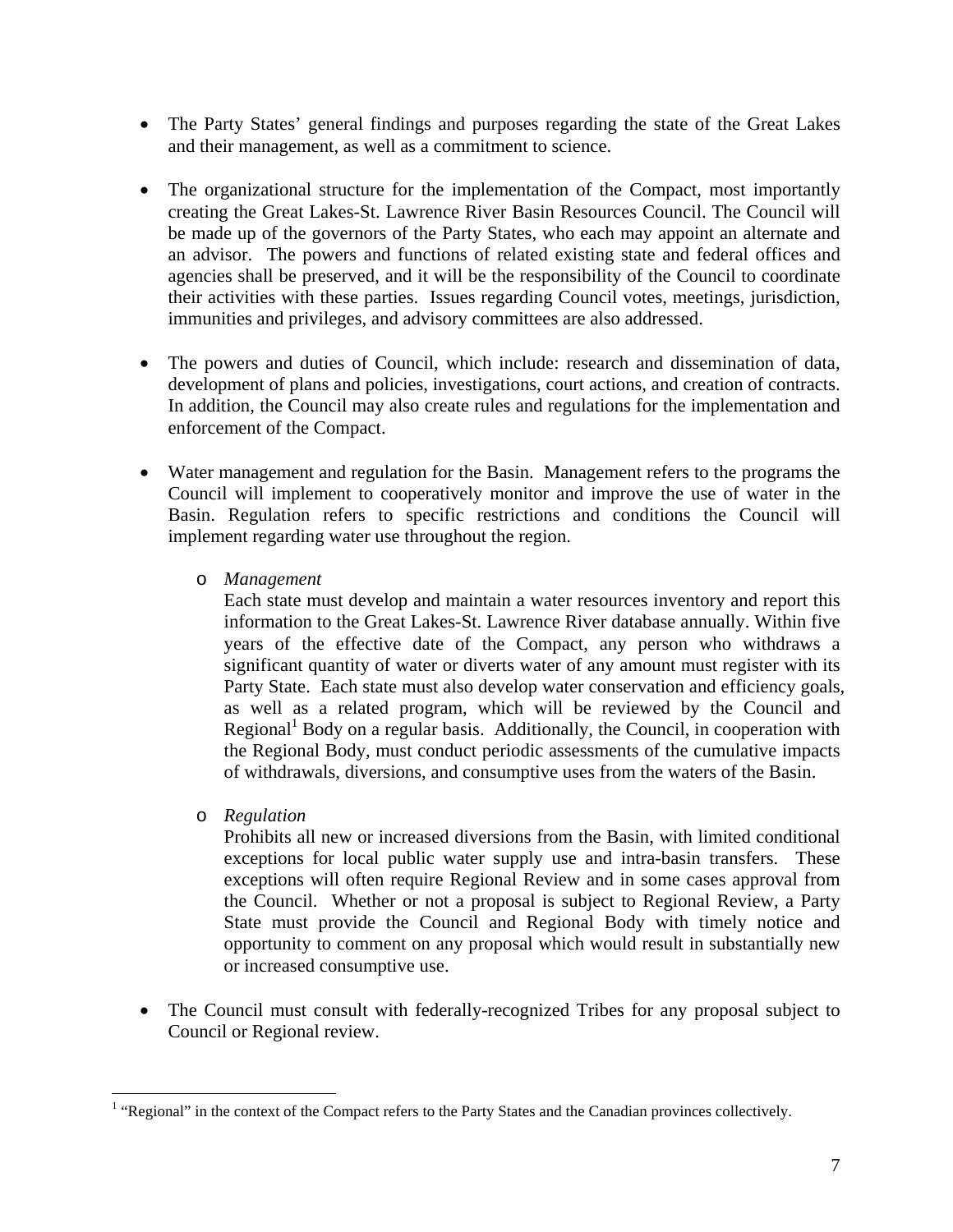- The Party States' general findings and purposes regarding the state of the Great Lakes and their management, as well as a commitment to science.

- The organizational structure for the implementation of the Compact, most importantly creating the Great Lakes-St. Lawrence River Basin Resources Council. The Council will be made up of the governors of the Party States, who each may appoint an alternate and an advisor. The powers and functions of related existing state and federal offices and agencies shall be preserved, and it will be the responsibility of the Council to coordinate their activities with these parties. Issues regarding Council votes, meetings, jurisdiction, immunities and privileges, and advisory committees are also addressed.

- The powers and duties of Council, which include: research and dissemination of data, development of plans and policies, investigations, court actions, and creation of contracts. In addition, the Council may also create rules and regulations for the implementation and enforcement of the Compact.

- Water management and regulation for the Basin. Management refers to the programs the Council will implement to cooperatively monitor and improve the use of water in the Basin. Regulation refers to specific restrictions and conditions the Council will implement regarding water use throughout the region.

  - *Management*
    Each state must develop and maintain a water resources inventory and report this information to the Great Lakes-St. Lawrence River database annually. Within five years of the effective date of the Compact, any person who withdraws a significant quantity of water or diverts water of any amount must register with its Party State. Each state must also develop water conservation and efficiency goals, as well as a related program, which will be reviewed by the Council and Regional[1] Body on a regular basis. Additionally, the Council, in cooperation with the Regional Body, must conduct periodic assessments of the cumulative impacts of withdrawals, diversions, and consumptive uses from the waters of the Basin.

  - *Regulation*
    Prohibits all new or increased diversions from the Basin, with limited conditional exceptions for local public water supply use and intra-basin transfers. These exceptions will often require Regional Review and in some cases approval from the Council. Whether or not a proposal is subject to Regional Review, a Party State must provide the Council and Regional Body with timely notice and opportunity to comment on any proposal which would result in substantially new or increased consumptive use.

- The Council must consult with federally-recognized Tribes for any proposal subject to Council or Regional review.

[1] "Regional" in the context of the Compact refers to the Party States and the Canadian provinces collectively.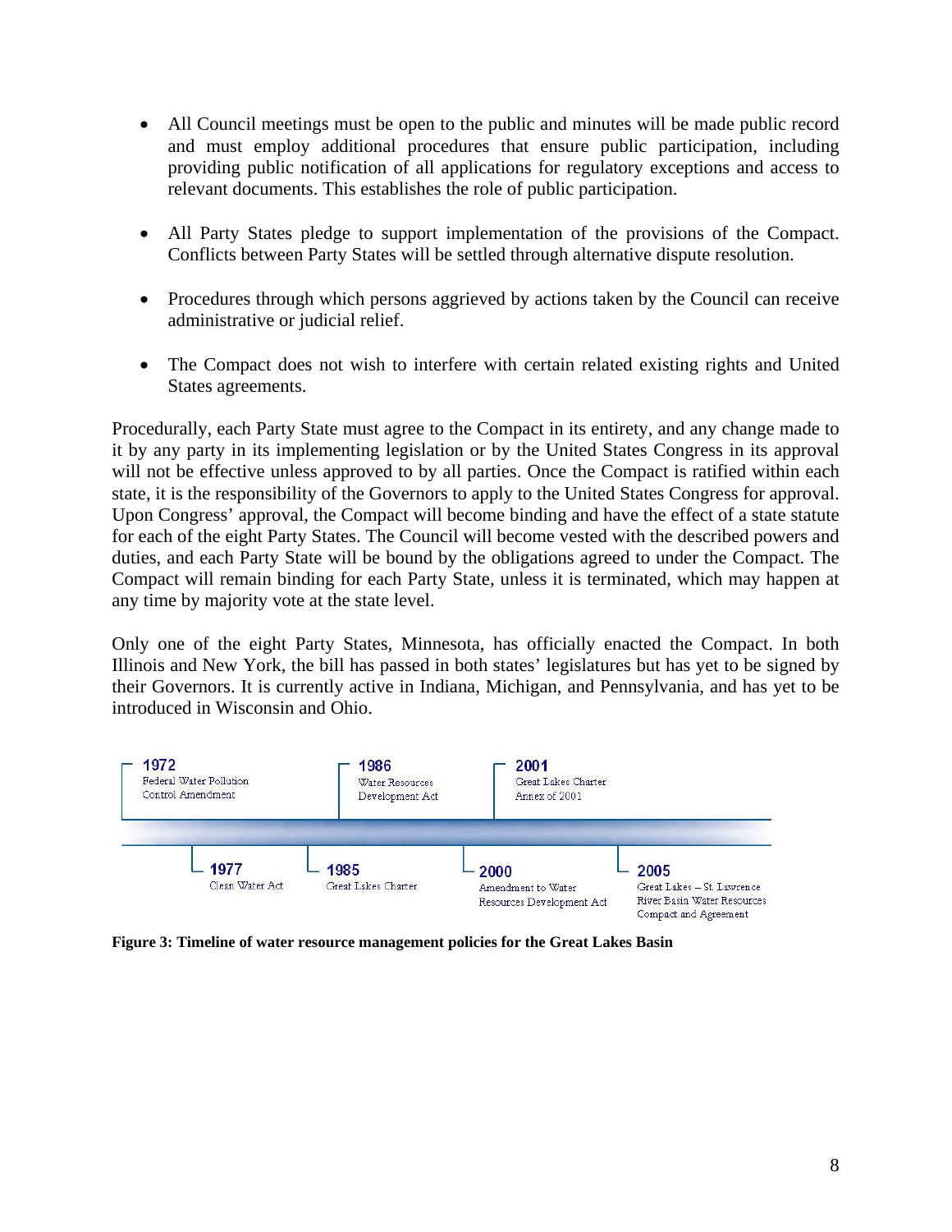- All Council meetings must be open to the public and minutes will be made public record and must employ additional procedures that ensure public participation, including providing public notification of all applications for regulatory exceptions and access to relevant documents. This establishes the role of public participation.

- All Party States pledge to support implementation of the provisions of the Compact. Conflicts between Party States will be settled through alternative dispute resolution.

- Procedures through which persons aggrieved by actions taken by the Council can receive administrative or judicial relief.

- The Compact does not wish to interfere with certain related existing rights and United States agreements.

Procedurally, each Party State must agree to the Compact in its entirety, and any change made to it by any party in its implementing legislation or by the United States Congress in its approval will not be effective unless approved to by all parties. Once the Compact is ratified within each state, it is the responsibility of the Governors to apply to the United States Congress for approval. Upon Congress' approval, the Compact will become binding and have the effect of a state statute for each of the eight Party States. The Council will become vested with the described powers and duties, and each Party State will be bound by the obligations agreed to under the Compact. The Compact will remain binding for each Party State, unless it is terminated, which may happen at any time by majority vote at the state level.

Only one of the eight Party States, Minnesota, has officially enacted the Compact. In both Illinois and New York, the bill has passed in both states' legislatures but has yet to be signed by their Governors. It is currently active in Indiana, Michigan, and Pennsylvania, and has yet to be introduced in Wisconsin and Ohio.

1972 Federal Water Pollution Control Amendment
1977 Clean Water Act
1985 Great Lakes Charter
1986 Water Resources Development Act
2000 Amendment to Water Resources Development Act
2001 Great Lakes Charter Annex of 2001
2005 Great Lakes – St. Lawrence River Basin Water Resources Compact and Agreement

**Figure 3: Timeline of water resource management policies for the Great Lakes Basin**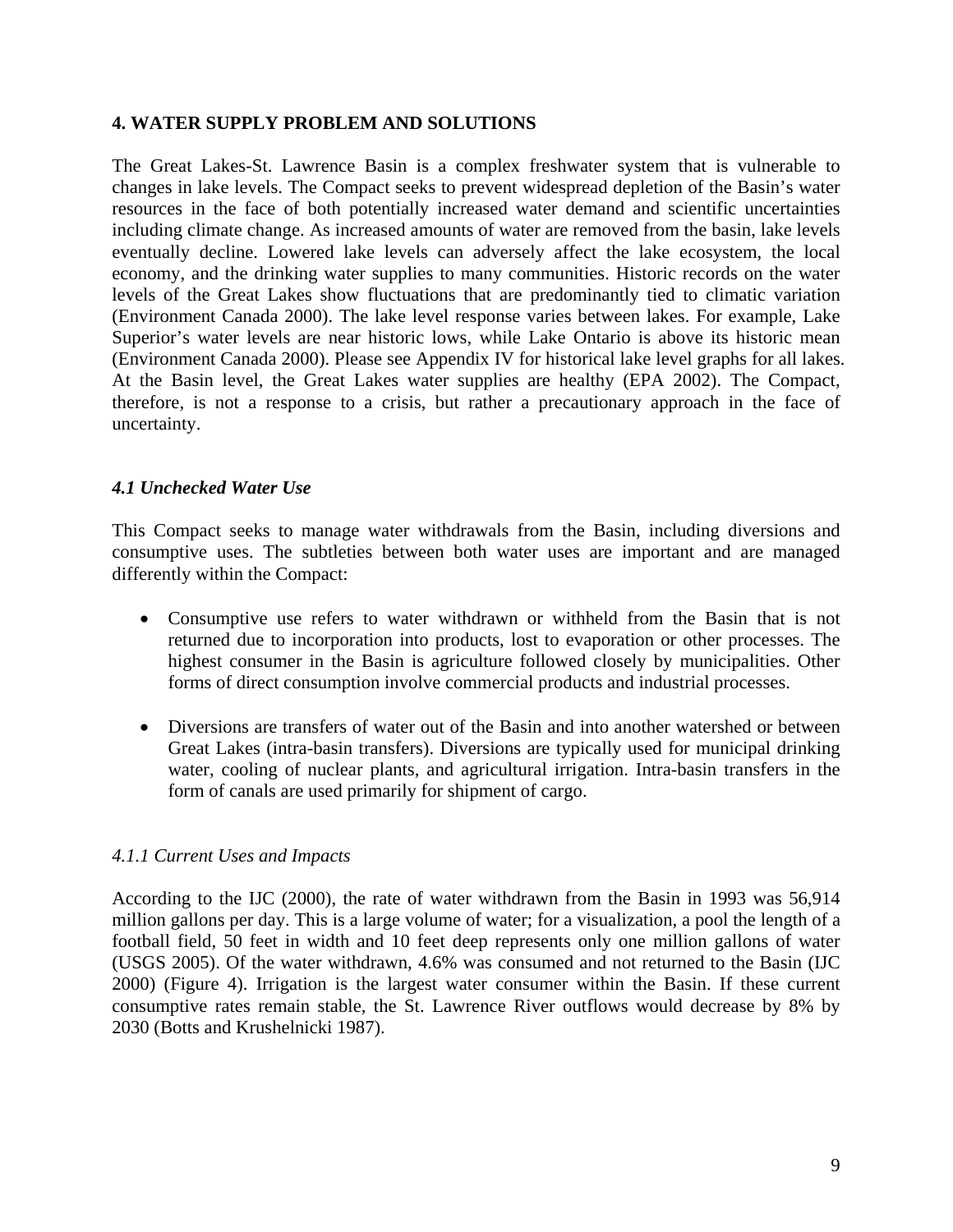## 4. WATER SUPPLY PROBLEM AND SOLUTIONS

The Great Lakes-St. Lawrence Basin is a complex freshwater system that is vulnerable to changes in lake levels. The Compact seeks to prevent widespread depletion of the Basin's water resources in the face of both potentially increased water demand and scientific uncertainties including climate change. As increased amounts of water are removed from the basin, lake levels eventually decline. Lowered lake levels can adversely affect the lake ecosystem, the local economy, and the drinking water supplies to many communities. Historic records on the water levels of the Great Lakes show fluctuations that are predominantly tied to climatic variation (Environment Canada 2000). The lake level response varies between lakes. For example, Lake Superior's water levels are near historic lows, while Lake Ontario is above its historic mean (Environment Canada 2000). Please see Appendix IV for historical lake level graphs for all lakes. At the Basin level, the Great Lakes water supplies are healthy (EPA 2002). The Compact, therefore, is not a response to a crisis, but rather a precautionary approach in the face of uncertainty.

### *4.1 Unchecked Water Use*

This Compact seeks to manage water withdrawals from the Basin, including diversions and consumptive uses. The subtleties between both water uses are important and are managed differently within the Compact:

- Consumptive use refers to water withdrawn or withheld from the Basin that is not returned due to incorporation into products, lost to evaporation or other processes. The highest consumer in the Basin is agriculture followed closely by municipalities. Other forms of direct consumption involve commercial products and industrial processes.

- Diversions are transfers of water out of the Basin and into another watershed or between Great Lakes (intra-basin transfers). Diversions are typically used for municipal drinking water, cooling of nuclear plants, and agricultural irrigation. Intra-basin transfers in the form of canals are used primarily for shipment of cargo.

#### *4.1.1 Current Uses and Impacts*

According to the IJC (2000), the rate of water withdrawn from the Basin in 1993 was 56,914 million gallons per day. This is a large volume of water; for a visualization, a pool the length of a football field, 50 feet in width and 10 feet deep represents only one million gallons of water (USGS 2005). Of the water withdrawn, 4.6% was consumed and not returned to the Basin (IJC 2000) (Figure 4). Irrigation is the largest water consumer within the Basin. If these current consumptive rates remain stable, the St. Lawrence River outflows would decrease by 8% by 2030 (Botts and Krushelnicki 1987).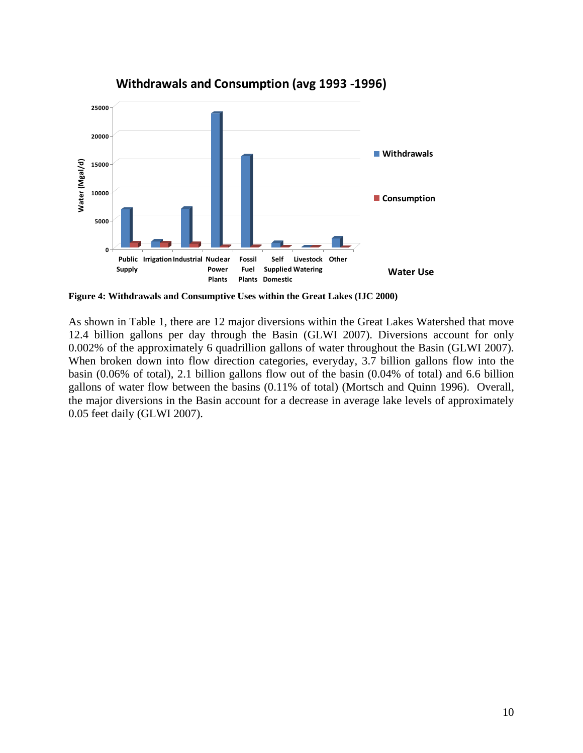**Figure 4: Withdrawals and Consumptive Uses within the Great Lakes (IJC 2000)**

As shown in Table 1, there are 12 major diversions within the Great Lakes Watershed that move 12.4 billion gallons per day through the Basin (GLWI 2007). Diversions account for only 0.002% of the approximately 6 quadrillion gallons of water throughout the Basin (GLWI 2007). When broken down into flow direction categories, everyday, 3.7 billion gallons flow into the basin (0.06% of total), 2.1 billion gallons flow out of the basin (0.04% of total) and 6.6 billion gallons of water flow between the basins (0.11% of total) (Mortsch and Quinn 1996). Overall, the major diversions in the Basin account for a decrease in average lake levels of approximately 0.05 feet daily (GLWI 2007).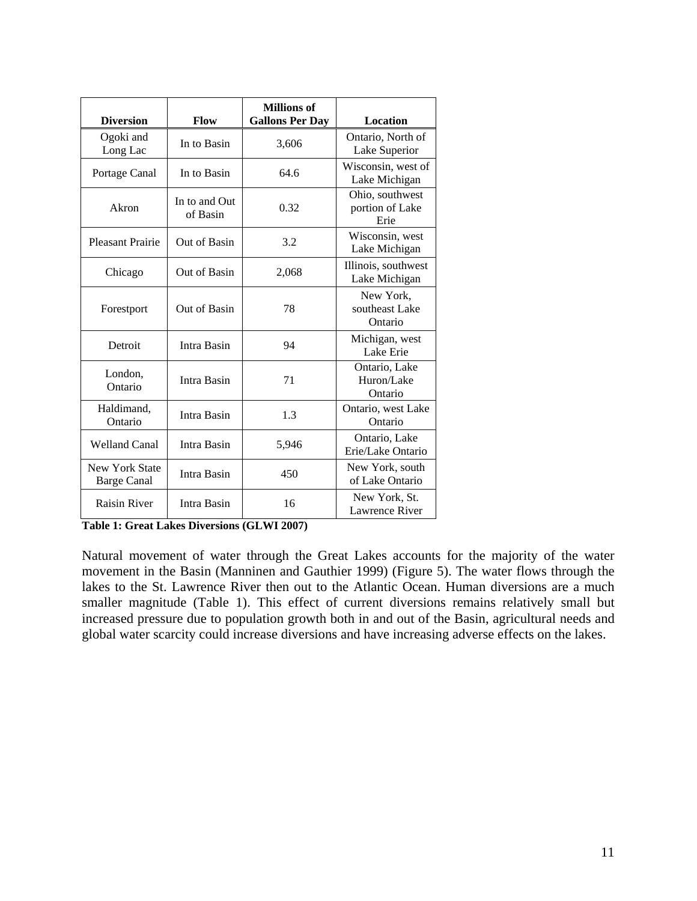| Diversion | Flow | Millions of Gallons Per Day | Location |
|---|---|---|---|
| Ogoki and Long Lac | In to Basin | 3,606 | Ontario, North of Lake Superior |
| Portage Canal | In to Basin | 64.6 | Wisconsin, west of Lake Michigan |
| Akron | In to and Out of Basin | 0.32 | Ohio, southwest portion of Lake Erie |
| Pleasant Prairie | Out of Basin | 3.2 | Wisconsin, west Lake Michigan |
| Chicago | Out of Basin | 2,068 | Illinois, southwest Lake Michigan |
| Forestport | Out of Basin | 78 | New York, southeast Lake Ontario |
| Detroit | Intra Basin | 94 | Michigan, west Lake Erie |
| London, Ontario | Intra Basin | 71 | Ontario, Lake Huron/Lake Ontario |
| Haldimand, Ontario | Intra Basin | 1.3 | Ontario, west Lake Ontario |
| Welland Canal | Intra Basin | 5,946 | Ontario, Lake Erie/Lake Ontario |
| New York State Barge Canal | Intra Basin | 450 | New York, south of Lake Ontario |
| Raisin River | Intra Basin | 16 | New York, St. Lawrence River |

**Table 1: Great Lakes Diversions (GLWI 2007)**

Natural movement of water through the Great Lakes accounts for the majority of the water movement in the Basin (Manninen and Gauthier 1999) (Figure 5). The water flows through the lakes to the St. Lawrence River then out to the Atlantic Ocean. Human diversions are a much smaller magnitude (Table 1). This effect of current diversions remains relatively small but increased pressure due to population growth both in and out of the Basin, agricultural needs and global water scarcity could increase diversions and have increasing adverse effects on the lakes.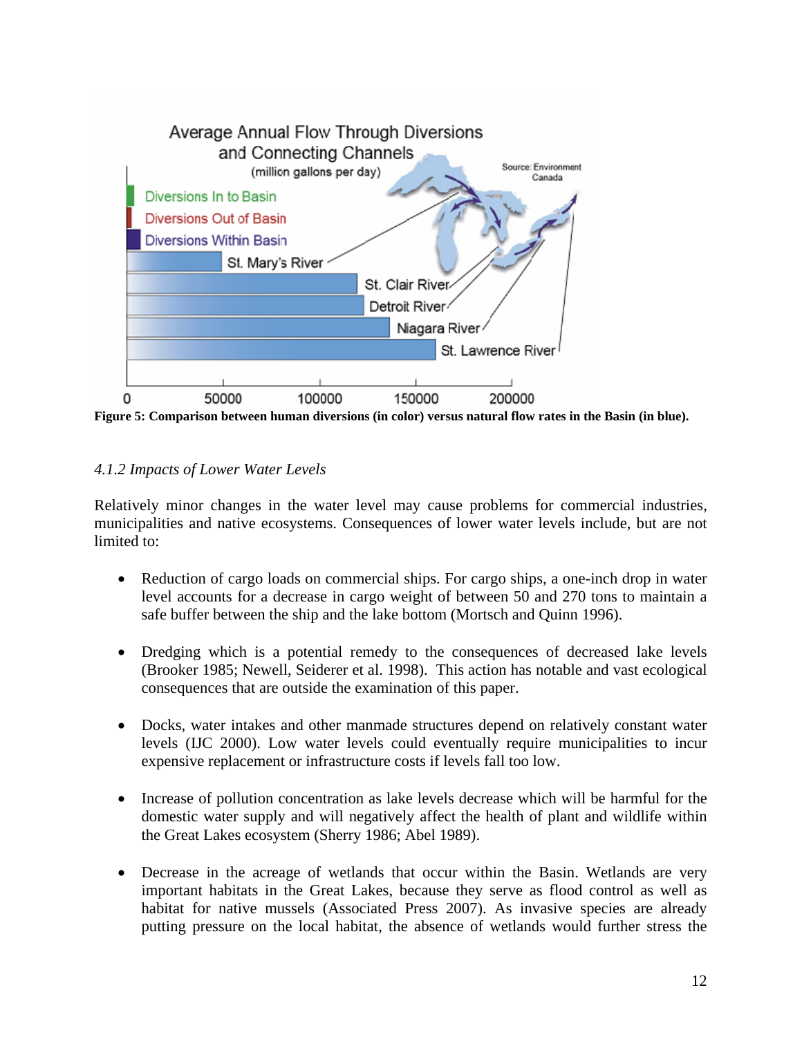Figure 5: Comparison between human diversions (in color) versus natural flow rates in the Basin (in blue).

*4.1.2 Impacts of Lower Water Levels*

Relatively minor changes in the water level may cause problems for commercial industries, municipalities and native ecosystems. Consequences of lower water levels include, but are not limited to:

- Reduction of cargo loads on commercial ships. For cargo ships, a one-inch drop in water level accounts for a decrease in cargo weight of between 50 and 270 tons to maintain a safe buffer between the ship and the lake bottom (Mortsch and Quinn 1996).

- Dredging which is a potential remedy to the consequences of decreased lake levels (Brooker 1985; Newell, Seiderer et al. 1998). This action has notable and vast ecological consequences that are outside the examination of this paper.

- Docks, water intakes and other manmade structures depend on relatively constant water levels (IJC 2000). Low water levels could eventually require municipalities to incur expensive replacement or infrastructure costs if levels fall too low.

- Increase of pollution concentration as lake levels decrease which will be harmful for the domestic water supply and will negatively affect the health of plant and wildlife within the Great Lakes ecosystem (Sherry 1986; Abel 1989).

- Decrease in the acreage of wetlands that occur within the Basin. Wetlands are very important habitats in the Great Lakes, because they serve as flood control as well as habitat for native mussels (Associated Press 2007). As invasive species are already putting pressure on the local habitat, the absence of wetlands would further stress the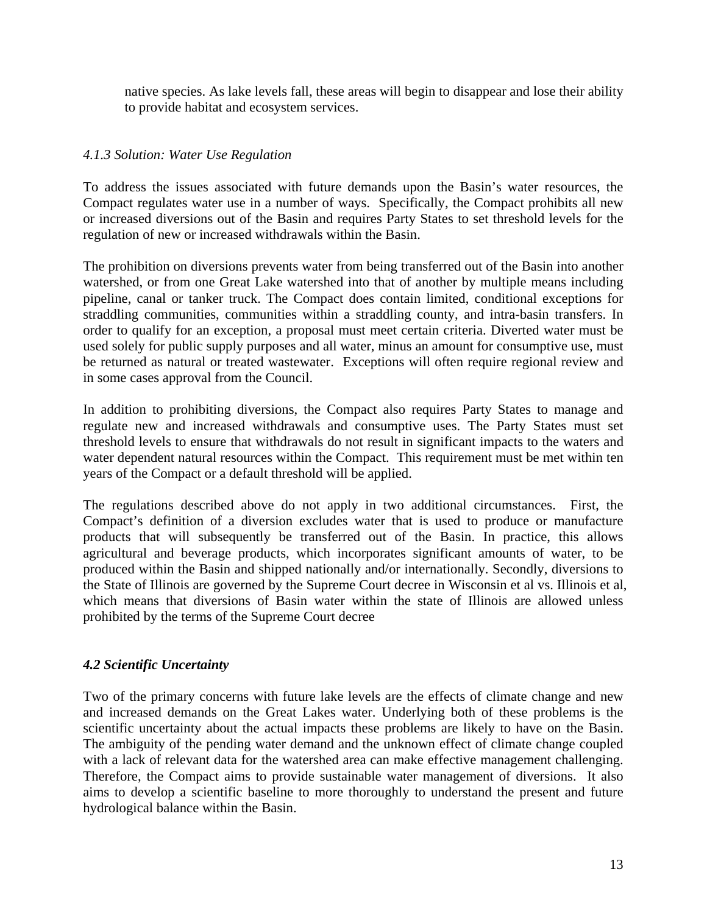native species. As lake levels fall, these areas will begin to disappear and lose their ability to provide habitat and ecosystem services.

### *4.1.3 Solution: Water Use Regulation*

To address the issues associated with future demands upon the Basin's water resources, the Compact regulates water use in a number of ways. Specifically, the Compact prohibits all new or increased diversions out of the Basin and requires Party States to set threshold levels for the regulation of new or increased withdrawals within the Basin.

The prohibition on diversions prevents water from being transferred out of the Basin into another watershed, or from one Great Lake watershed into that of another by multiple means including pipeline, canal or tanker truck. The Compact does contain limited, conditional exceptions for straddling communities, communities within a straddling county, and intra-basin transfers. In order to qualify for an exception, a proposal must meet certain criteria. Diverted water must be used solely for public supply purposes and all water, minus an amount for consumptive use, must be returned as natural or treated wastewater. Exceptions will often require regional review and in some cases approval from the Council.

In addition to prohibiting diversions, the Compact also requires Party States to manage and regulate new and increased withdrawals and consumptive uses. The Party States must set threshold levels to ensure that withdrawals do not result in significant impacts to the waters and water dependent natural resources within the Compact. This requirement must be met within ten years of the Compact or a default threshold will be applied.

The regulations described above do not apply in two additional circumstances. First, the Compact's definition of a diversion excludes water that is used to produce or manufacture products that will subsequently be transferred out of the Basin. In practice, this allows agricultural and beverage products, which incorporates significant amounts of water, to be produced within the Basin and shipped nationally and/or internationally. Secondly, diversions to the State of Illinois are governed by the Supreme Court decree in Wisconsin et al vs. Illinois et al, which means that diversions of Basin water within the state of Illinois are allowed unless prohibited by the terms of the Supreme Court decree

## ***4.2 Scientific Uncertainty***

Two of the primary concerns with future lake levels are the effects of climate change and new and increased demands on the Great Lakes water. Underlying both of these problems is the scientific uncertainty about the actual impacts these problems are likely to have on the Basin. The ambiguity of the pending water demand and the unknown effect of climate change coupled with a lack of relevant data for the watershed area can make effective management challenging. Therefore, the Compact aims to provide sustainable water management of diversions. It also aims to develop a scientific baseline to more thoroughly to understand the present and future hydrological balance within the Basin.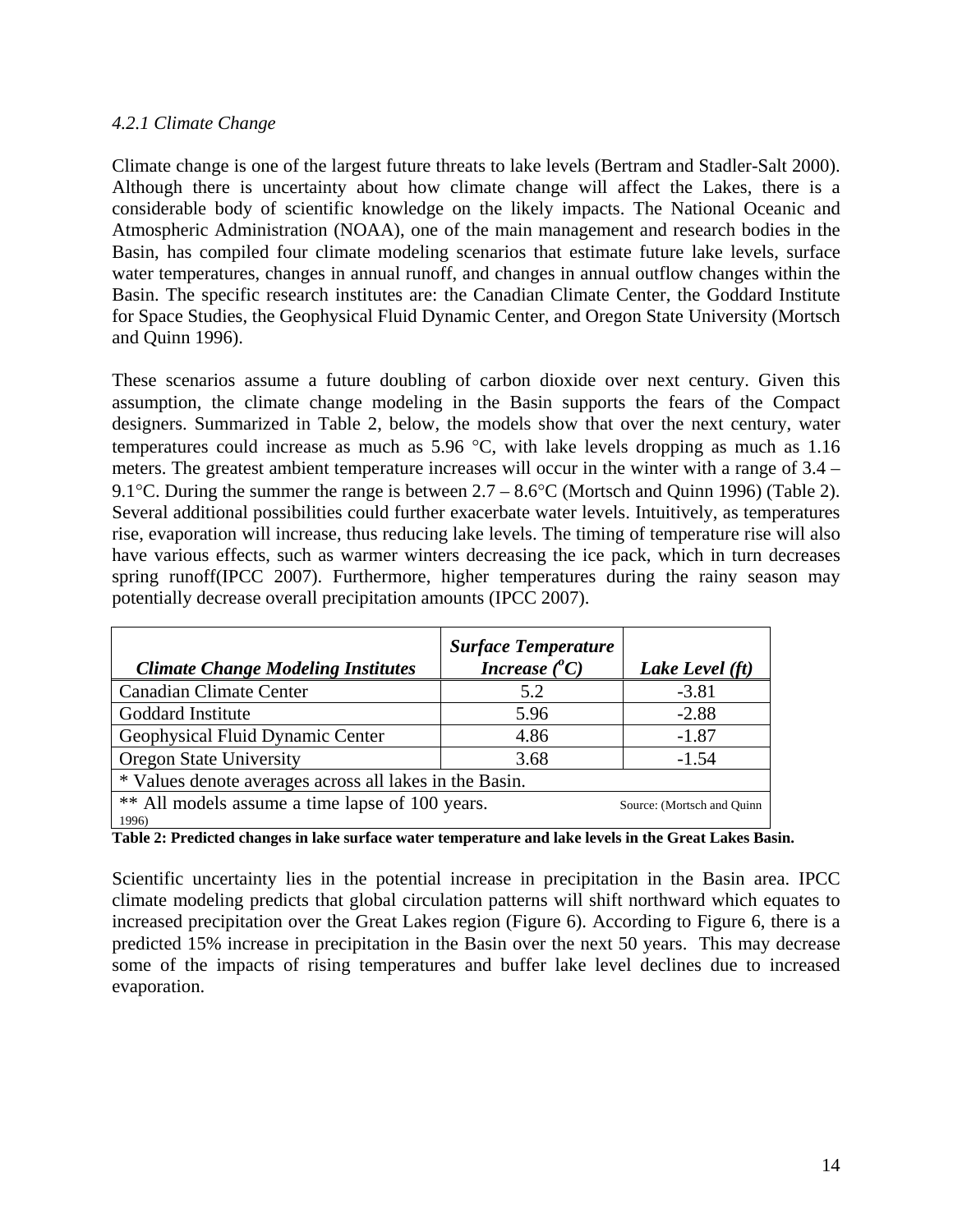*4.2.1 Climate Change*

Climate change is one of the largest future threats to lake levels (Bertram and Stadler-Salt 2000). Although there is uncertainty about how climate change will affect the Lakes, there is a considerable body of scientific knowledge on the likely impacts. The National Oceanic and Atmospheric Administration (NOAA), one of the main management and research bodies in the Basin, has compiled four climate modeling scenarios that estimate future lake levels, surface water temperatures, changes in annual runoff, and changes in annual outflow changes within the Basin. The specific research institutes are: the Canadian Climate Center, the Goddard Institute for Space Studies, the Geophysical Fluid Dynamic Center, and Oregon State University (Mortsch and Quinn 1996).

These scenarios assume a future doubling of carbon dioxide over next century. Given this assumption, the climate change modeling in the Basin supports the fears of the Compact designers. Summarized in Table 2, below, the models show that over the next century, water temperatures could increase as much as 5.96 °C, with lake levels dropping as much as 1.16 meters. The greatest ambient temperature increases will occur in the winter with a range of 3.4 – 9.1°C. During the summer the range is between 2.7 – 8.6°C (Mortsch and Quinn 1996) (Table 2). Several additional possibilities could further exacerbate water levels. Intuitively, as temperatures rise, evaporation will increase, thus reducing lake levels. The timing of temperature rise will also have various effects, such as warmer winters decreasing the ice pack, which in turn decreases spring runoff(IPCC 2007). Furthermore, higher temperatures during the rainy season may potentially decrease overall precipitation amounts (IPCC 2007).

| ***Climate Change Modeling Institutes*** | ***Surface Temperature Increase ($^oC$)*** | ***Lake Level (ft)*** |
|---|---|---|
| Canadian Climate Center | 5.2 | -3.81 |
| Goddard Institute | 5.96 | -2.88 |
| Geophysical Fluid Dynamic Center | 4.86 | -1.87 |
| Oregon State University | 3.68 | -1.54 |
| * Values denote averages across all lakes in the Basin. | | |
| ** All models assume a time lapse of 100 years. Source: (Mortsch and Quinn 1996) | | |

**Table 2: Predicted changes in lake surface water temperature and lake levels in the Great Lakes Basin.**

Scientific uncertainty lies in the potential increase in precipitation in the Basin area. IPCC climate modeling predicts that global circulation patterns will shift northward which equates to increased precipitation over the Great Lakes region (Figure 6). According to Figure 6, there is a predicted 15% increase in precipitation in the Basin over the next 50 years. This may decrease some of the impacts of rising temperatures and buffer lake level declines due to increased evaporation.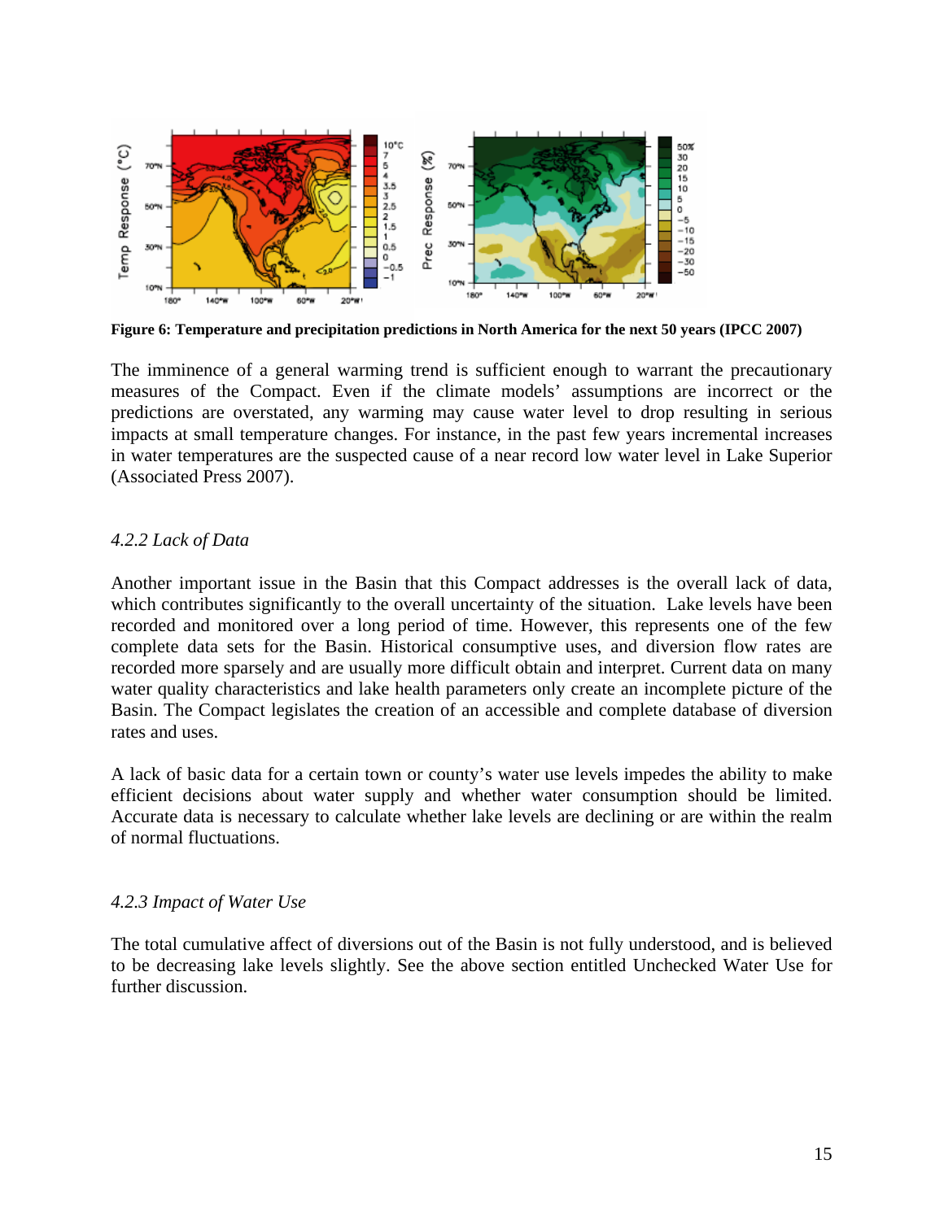**Figure 6: Temperature and precipitation predictions in North America for the next 50 years (IPCC 2007)**

The imminence of a general warming trend is sufficient enough to warrant the precautionary measures of the Compact. Even if the climate models' assumptions are incorrect or the predictions are overstated, any warming may cause water level to drop resulting in serious impacts at small temperature changes. For instance, in the past few years incremental increases in water temperatures are the suspected cause of a near record low water level in Lake Superior (Associated Press 2007).

#### *4.2.2 Lack of Data*

Another important issue in the Basin that this Compact addresses is the overall lack of data, which contributes significantly to the overall uncertainty of the situation. Lake levels have been recorded and monitored over a long period of time. However, this represents one of the few complete data sets for the Basin. Historical consumptive uses, and diversion flow rates are recorded more sparsely and are usually more difficult obtain and interpret. Current data on many water quality characteristics and lake health parameters only create an incomplete picture of the Basin. The Compact legislates the creation of an accessible and complete database of diversion rates and uses.

A lack of basic data for a certain town or county's water use levels impedes the ability to make efficient decisions about water supply and whether water consumption should be limited. Accurate data is necessary to calculate whether lake levels are declining or are within the realm of normal fluctuations.

#### *4.2.3 Impact of Water Use*

The total cumulative affect of diversions out of the Basin is not fully understood, and is believed to be decreasing lake levels slightly. See the above section entitled Unchecked Water Use for further discussion.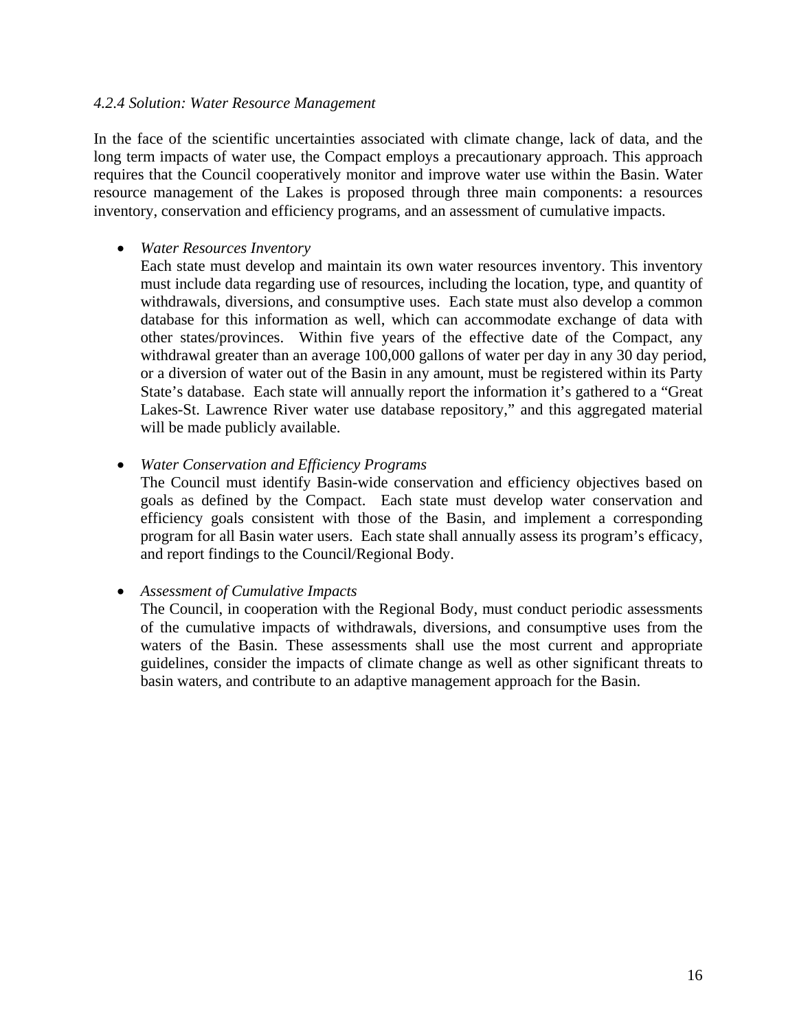*4.2.4 Solution: Water Resource Management*

In the face of the scientific uncertainties associated with climate change, lack of data, and the long term impacts of water use, the Compact employs a precautionary approach. This approach requires that the Council cooperatively monitor and improve water use within the Basin. Water resource management of the Lakes is proposed through three main components: a resources inventory, conservation and efficiency programs, and an assessment of cumulative impacts.

- *Water Resources Inventory*
  Each state must develop and maintain its own water resources inventory. This inventory must include data regarding use of resources, including the location, type, and quantity of withdrawals, diversions, and consumptive uses. Each state must also develop a common database for this information as well, which can accommodate exchange of data with other states/provinces. Within five years of the effective date of the Compact, any withdrawal greater than an average 100,000 gallons of water per day in any 30 day period, or a diversion of water out of the Basin in any amount, must be registered within its Party State's database. Each state will annually report the information it's gathered to a "Great Lakes-St. Lawrence River water use database repository," and this aggregated material will be made publicly available.

- *Water Conservation and Efficiency Programs*
  The Council must identify Basin-wide conservation and efficiency objectives based on goals as defined by the Compact. Each state must develop water conservation and efficiency goals consistent with those of the Basin, and implement a corresponding program for all Basin water users. Each state shall annually assess its program's efficacy, and report findings to the Council/Regional Body.

- *Assessment of Cumulative Impacts*
  The Council, in cooperation with the Regional Body, must conduct periodic assessments of the cumulative impacts of withdrawals, diversions, and consumptive uses from the waters of the Basin. These assessments shall use the most current and appropriate guidelines, consider the impacts of climate change as well as other significant threats to basin waters, and contribute to an adaptive management approach for the Basin.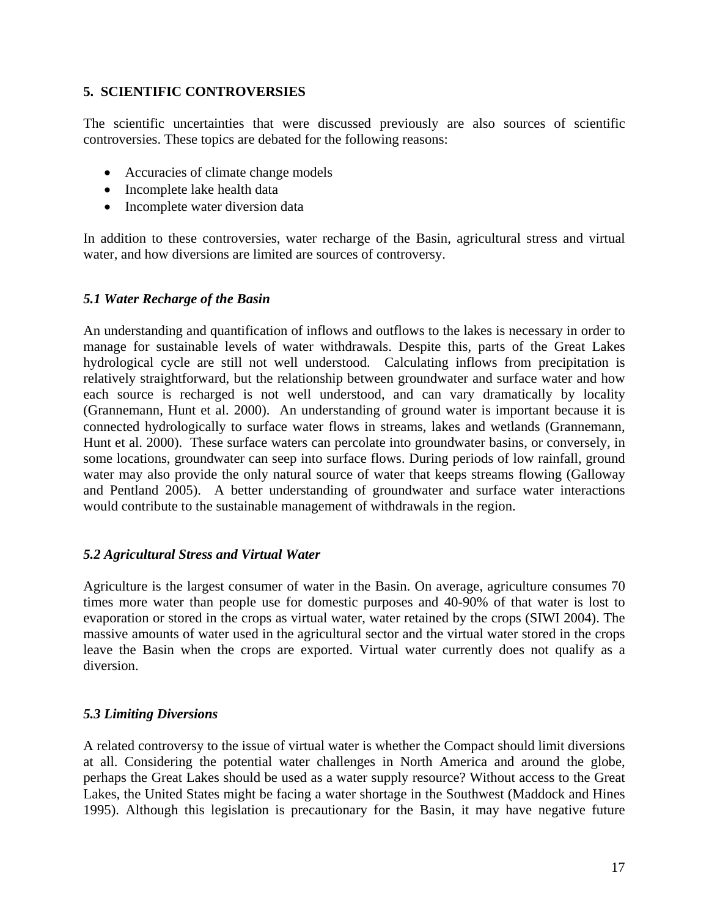## 5. SCIENTIFIC CONTROVERSIES

The scientific uncertainties that were discussed previously are also sources of scientific controversies. These topics are debated for the following reasons:

- Accuracies of climate change models
- Incomplete lake health data
- Incomplete water diversion data

In addition to these controversies, water recharge of the Basin, agricultural stress and virtual water, and how diversions are limited are sources of controversy.

### *5.1 Water Recharge of the Basin*

An understanding and quantification of inflows and outflows to the lakes is necessary in order to manage for sustainable levels of water withdrawals. Despite this, parts of the Great Lakes hydrological cycle are still not well understood. Calculating inflows from precipitation is relatively straightforward, but the relationship between groundwater and surface water and how each source is recharged is not well understood, and can vary dramatically by locality (Grannemann, Hunt et al. 2000). An understanding of ground water is important because it is connected hydrologically to surface water flows in streams, lakes and wetlands (Grannemann, Hunt et al. 2000). These surface waters can percolate into groundwater basins, or conversely, in some locations, groundwater can seep into surface flows. During periods of low rainfall, ground water may also provide the only natural source of water that keeps streams flowing (Galloway and Pentland 2005). A better understanding of groundwater and surface water interactions would contribute to the sustainable management of withdrawals in the region.

### *5.2 Agricultural Stress and Virtual Water*

Agriculture is the largest consumer of water in the Basin. On average, agriculture consumes 70 times more water than people use for domestic purposes and 40-90% of that water is lost to evaporation or stored in the crops as virtual water, water retained by the crops (SIWI 2004). The massive amounts of water used in the agricultural sector and the virtual water stored in the crops leave the Basin when the crops are exported. Virtual water currently does not qualify as a diversion.

### *5.3 Limiting Diversions*

A related controversy to the issue of virtual water is whether the Compact should limit diversions at all. Considering the potential water challenges in North America and around the globe, perhaps the Great Lakes should be used as a water supply resource? Without access to the Great Lakes, the United States might be facing a water shortage in the Southwest (Maddock and Hines 1995). Although this legislation is precautionary for the Basin, it may have negative future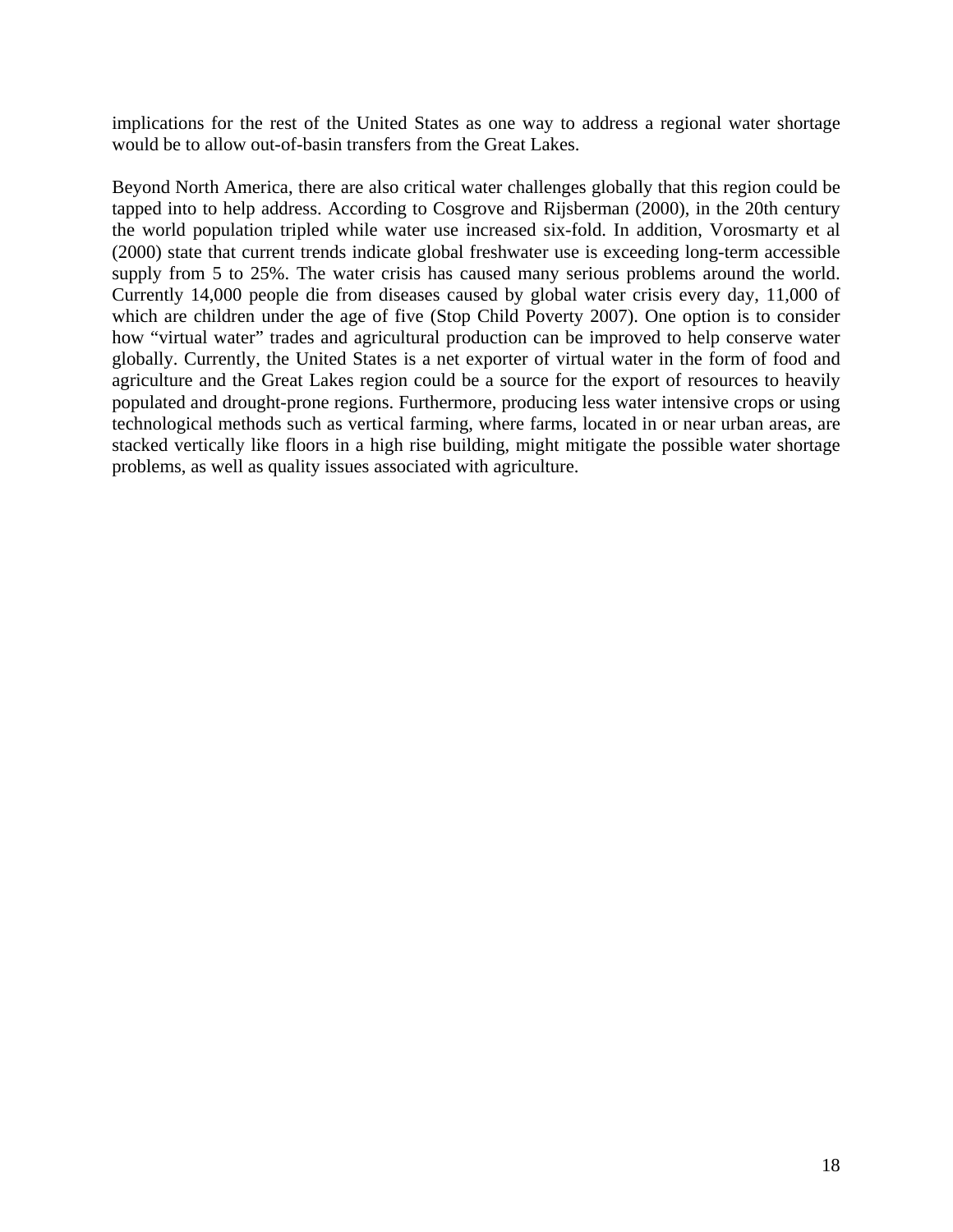implications for the rest of the United States as one way to address a regional water shortage would be to allow out-of-basin transfers from the Great Lakes.

Beyond North America, there are also critical water challenges globally that this region could be tapped into to help address. According to Cosgrove and Rijsberman (2000), in the 20th century the world population tripled while water use increased six-fold. In addition, Vorosmarty et al (2000) state that current trends indicate global freshwater use is exceeding long-term accessible supply from 5 to 25%. The water crisis has caused many serious problems around the world. Currently 14,000 people die from diseases caused by global water crisis every day, 11,000 of which are children under the age of five (Stop Child Poverty 2007). One option is to consider how "virtual water" trades and agricultural production can be improved to help conserve water globally. Currently, the United States is a net exporter of virtual water in the form of food and agriculture and the Great Lakes region could be a source for the export of resources to heavily populated and drought-prone regions. Furthermore, producing less water intensive crops or using technological methods such as vertical farming, where farms, located in or near urban areas, are stacked vertically like floors in a high rise building, might mitigate the possible water shortage problems, as well as quality issues associated with agriculture.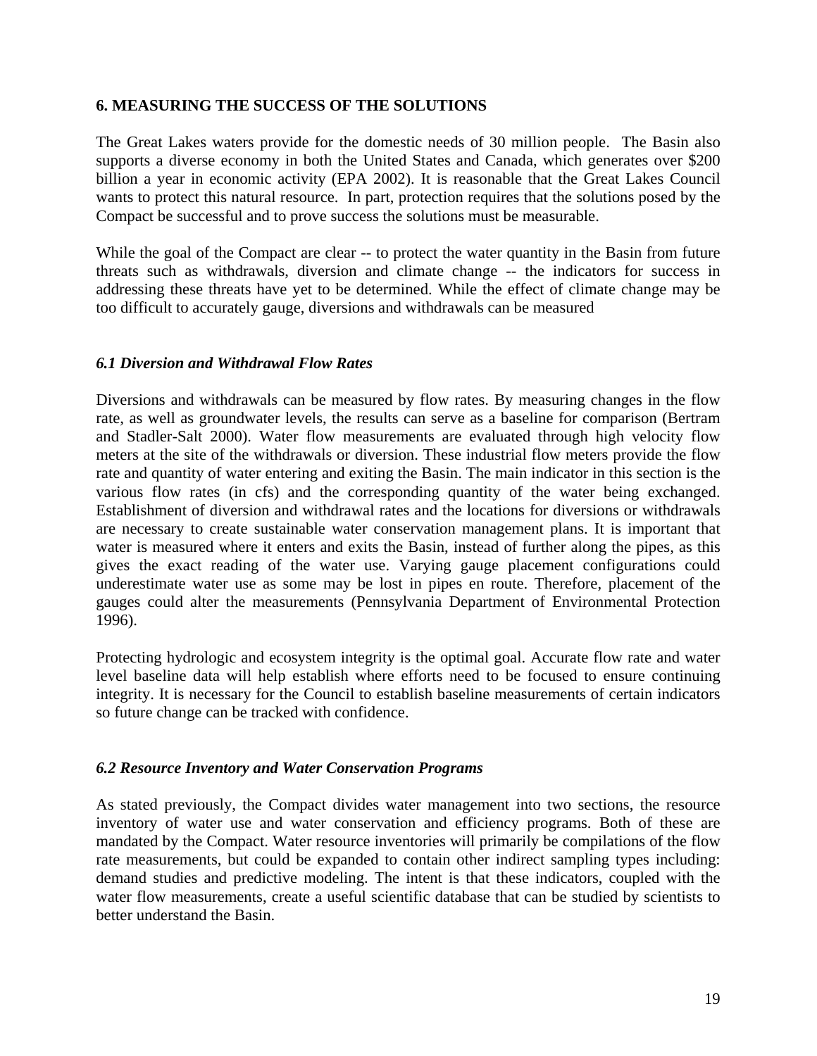## 6. MEASURING THE SUCCESS OF THE SOLUTIONS

The Great Lakes waters provide for the domestic needs of 30 million people. The Basin also supports a diverse economy in both the United States and Canada, which generates over $200 billion a year in economic activity (EPA 2002). It is reasonable that the Great Lakes Council wants to protect this natural resource. In part, protection requires that the solutions posed by the Compact be successful and to prove success the solutions must be measurable.

While the goal of the Compact are clear -- to protect the water quantity in the Basin from future threats such as withdrawals, diversion and climate change -- the indicators for success in addressing these threats have yet to be determined. While the effect of climate change may be too difficult to accurately gauge, diversions and withdrawals can be measured

### *6.1 Diversion and Withdrawal Flow Rates*

Diversions and withdrawals can be measured by flow rates. By measuring changes in the flow rate, as well as groundwater levels, the results can serve as a baseline for comparison (Bertram and Stadler-Salt 2000). Water flow measurements are evaluated through high velocity flow meters at the site of the withdrawals or diversion. These industrial flow meters provide the flow rate and quantity of water entering and exiting the Basin. The main indicator in this section is the various flow rates (in cfs) and the corresponding quantity of the water being exchanged. Establishment of diversion and withdrawal rates and the locations for diversions or withdrawals are necessary to create sustainable water conservation management plans. It is important that water is measured where it enters and exits the Basin, instead of further along the pipes, as this gives the exact reading of the water use. Varying gauge placement configurations could underestimate water use as some may be lost in pipes en route. Therefore, placement of the gauges could alter the measurements (Pennsylvania Department of Environmental Protection 1996).

Protecting hydrologic and ecosystem integrity is the optimal goal. Accurate flow rate and water level baseline data will help establish where efforts need to be focused to ensure continuing integrity. It is necessary for the Council to establish baseline measurements of certain indicators so future change can be tracked with confidence.

### *6.2 Resource Inventory and Water Conservation Programs*

As stated previously, the Compact divides water management into two sections, the resource inventory of water use and water conservation and efficiency programs. Both of these are mandated by the Compact. Water resource inventories will primarily be compilations of the flow rate measurements, but could be expanded to contain other indirect sampling types including: demand studies and predictive modeling. The intent is that these indicators, coupled with the water flow measurements, create a useful scientific database that can be studied by scientists to better understand the Basin.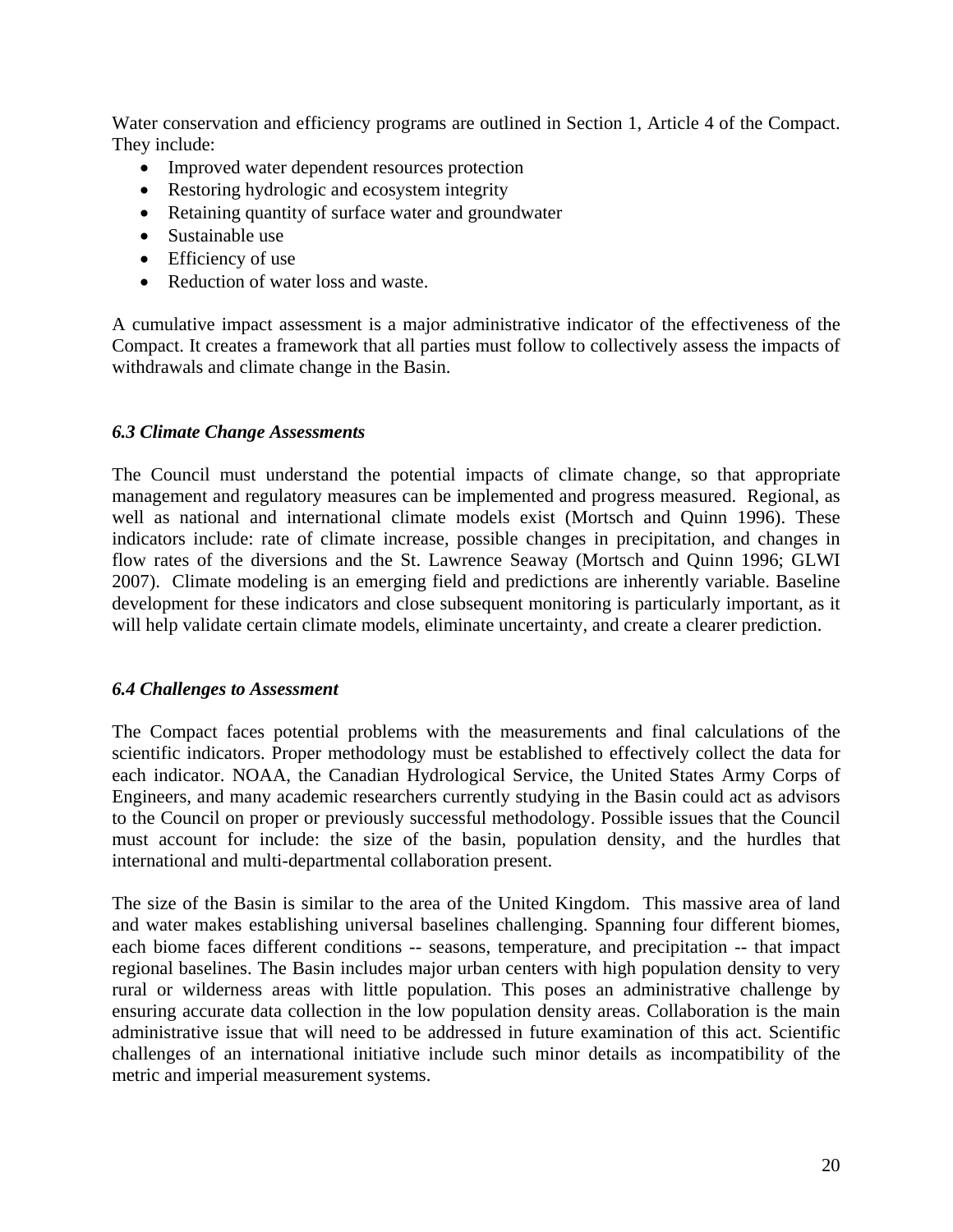Water conservation and efficiency programs are outlined in Section 1, Article 4 of the Compact. They include:

- Improved water dependent resources protection
- Restoring hydrologic and ecosystem integrity
- Retaining quantity of surface water and groundwater
- Sustainable use
- Efficiency of use
- Reduction of water loss and waste.

A cumulative impact assessment is a major administrative indicator of the effectiveness of the Compact. It creates a framework that all parties must follow to collectively assess the impacts of withdrawals and climate change in the Basin.

### *6.3 Climate Change Assessments*

The Council must understand the potential impacts of climate change, so that appropriate management and regulatory measures can be implemented and progress measured. Regional, as well as national and international climate models exist (Mortsch and Quinn 1996). These indicators include: rate of climate increase, possible changes in precipitation, and changes in flow rates of the diversions and the St. Lawrence Seaway (Mortsch and Quinn 1996; GLWI 2007). Climate modeling is an emerging field and predictions are inherently variable. Baseline development for these indicators and close subsequent monitoring is particularly important, as it will help validate certain climate models, eliminate uncertainty, and create a clearer prediction.

### *6.4 Challenges to Assessment*

The Compact faces potential problems with the measurements and final calculations of the scientific indicators. Proper methodology must be established to effectively collect the data for each indicator. NOAA, the Canadian Hydrological Service, the United States Army Corps of Engineers, and many academic researchers currently studying in the Basin could act as advisors to the Council on proper or previously successful methodology. Possible issues that the Council must account for include: the size of the basin, population density, and the hurdles that international and multi-departmental collaboration present.

The size of the Basin is similar to the area of the United Kingdom. This massive area of land and water makes establishing universal baselines challenging. Spanning four different biomes, each biome faces different conditions -- seasons, temperature, and precipitation -- that impact regional baselines. The Basin includes major urban centers with high population density to very rural or wilderness areas with little population. This poses an administrative challenge by ensuring accurate data collection in the low population density areas. Collaboration is the main administrative issue that will need to be addressed in future examination of this act. Scientific challenges of an international initiative include such minor details as incompatibility of the metric and imperial measurement systems.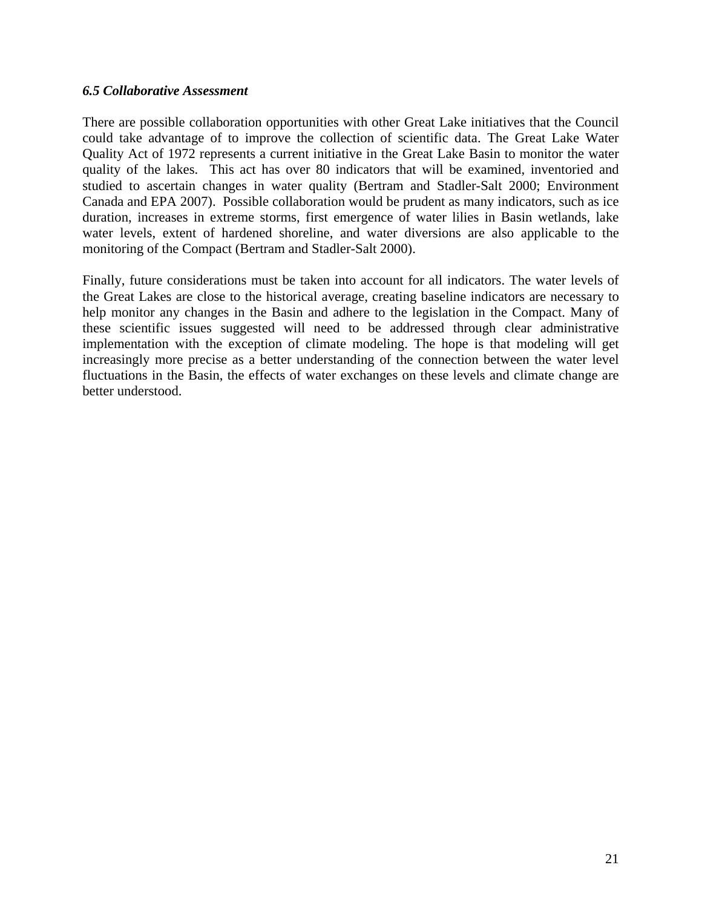### *6.5 Collaborative Assessment*

There are possible collaboration opportunities with other Great Lake initiatives that the Council could take advantage of to improve the collection of scientific data. The Great Lake Water Quality Act of 1972 represents a current initiative in the Great Lake Basin to monitor the water quality of the lakes. This act has over 80 indicators that will be examined, inventoried and studied to ascertain changes in water quality (Bertram and Stadler-Salt 2000; Environment Canada and EPA 2007). Possible collaboration would be prudent as many indicators, such as ice duration, increases in extreme storms, first emergence of water lilies in Basin wetlands, lake water levels, extent of hardened shoreline, and water diversions are also applicable to the monitoring of the Compact (Bertram and Stadler-Salt 2000).

Finally, future considerations must be taken into account for all indicators. The water levels of the Great Lakes are close to the historical average, creating baseline indicators are necessary to help monitor any changes in the Basin and adhere to the legislation in the Compact. Many of these scientific issues suggested will need to be addressed through clear administrative implementation with the exception of climate modeling. The hope is that modeling will get increasingly more precise as a better understanding of the connection between the water level fluctuations in the Basin, the effects of water exchanges on these levels and climate change are better understood.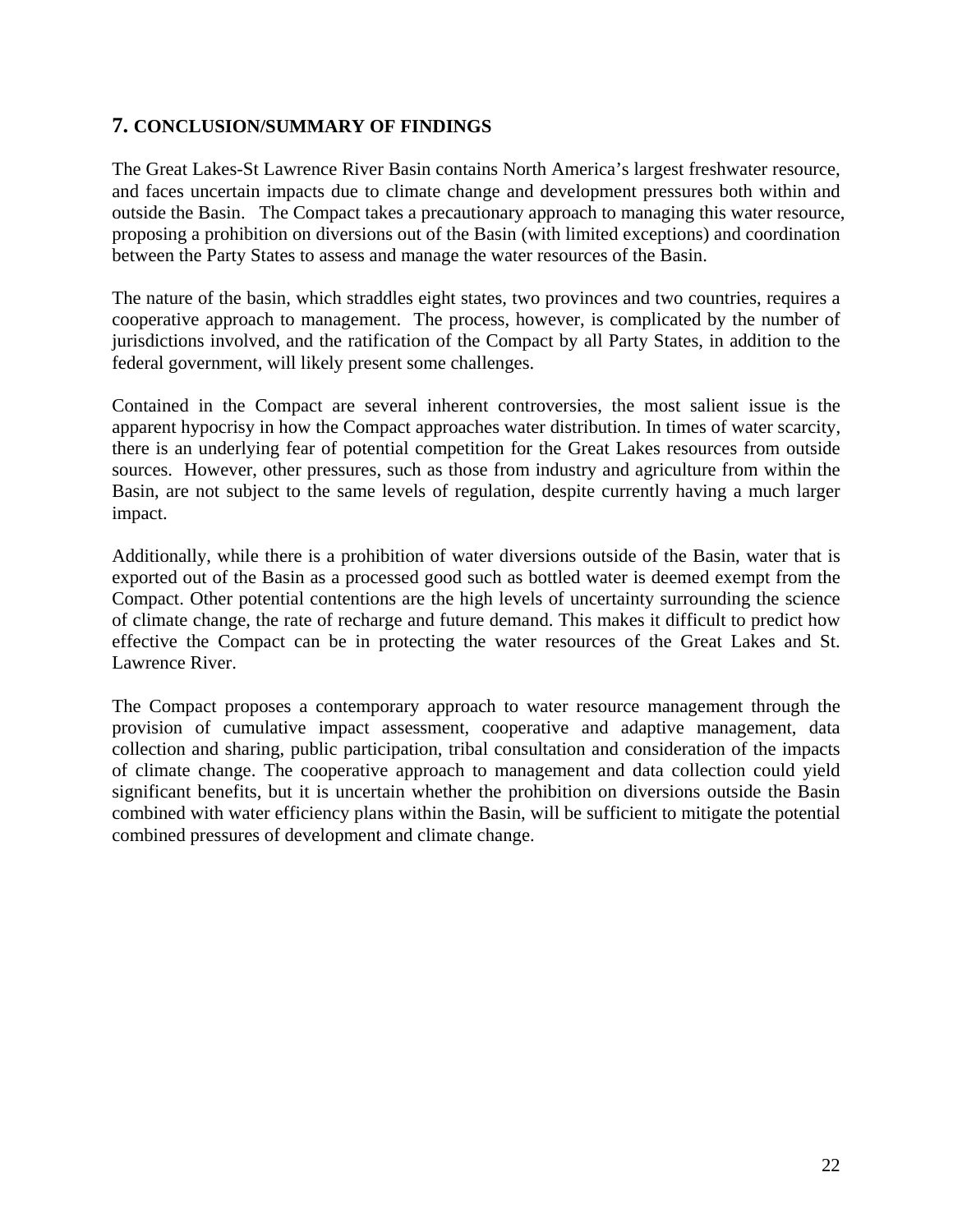## 7. CONCLUSION/SUMMARY OF FINDINGS

The Great Lakes-St Lawrence River Basin contains North America's largest freshwater resource, and faces uncertain impacts due to climate change and development pressures both within and outside the Basin. The Compact takes a precautionary approach to managing this water resource, proposing a prohibition on diversions out of the Basin (with limited exceptions) and coordination between the Party States to assess and manage the water resources of the Basin.

The nature of the basin, which straddles eight states, two provinces and two countries, requires a cooperative approach to management. The process, however, is complicated by the number of jurisdictions involved, and the ratification of the Compact by all Party States, in addition to the federal government, will likely present some challenges.

Contained in the Compact are several inherent controversies, the most salient issue is the apparent hypocrisy in how the Compact approaches water distribution. In times of water scarcity, there is an underlying fear of potential competition for the Great Lakes resources from outside sources. However, other pressures, such as those from industry and agriculture from within the Basin, are not subject to the same levels of regulation, despite currently having a much larger impact.

Additionally, while there is a prohibition of water diversions outside of the Basin, water that is exported out of the Basin as a processed good such as bottled water is deemed exempt from the Compact. Other potential contentions are the high levels of uncertainty surrounding the science of climate change, the rate of recharge and future demand. This makes it difficult to predict how effective the Compact can be in protecting the water resources of the Great Lakes and St. Lawrence River.

The Compact proposes a contemporary approach to water resource management through the provision of cumulative impact assessment, cooperative and adaptive management, data collection and sharing, public participation, tribal consultation and consideration of the impacts of climate change. The cooperative approach to management and data collection could yield significant benefits, but it is uncertain whether the prohibition on diversions outside the Basin combined with water efficiency plans within the Basin, will be sufficient to mitigate the potential combined pressures of development and climate change.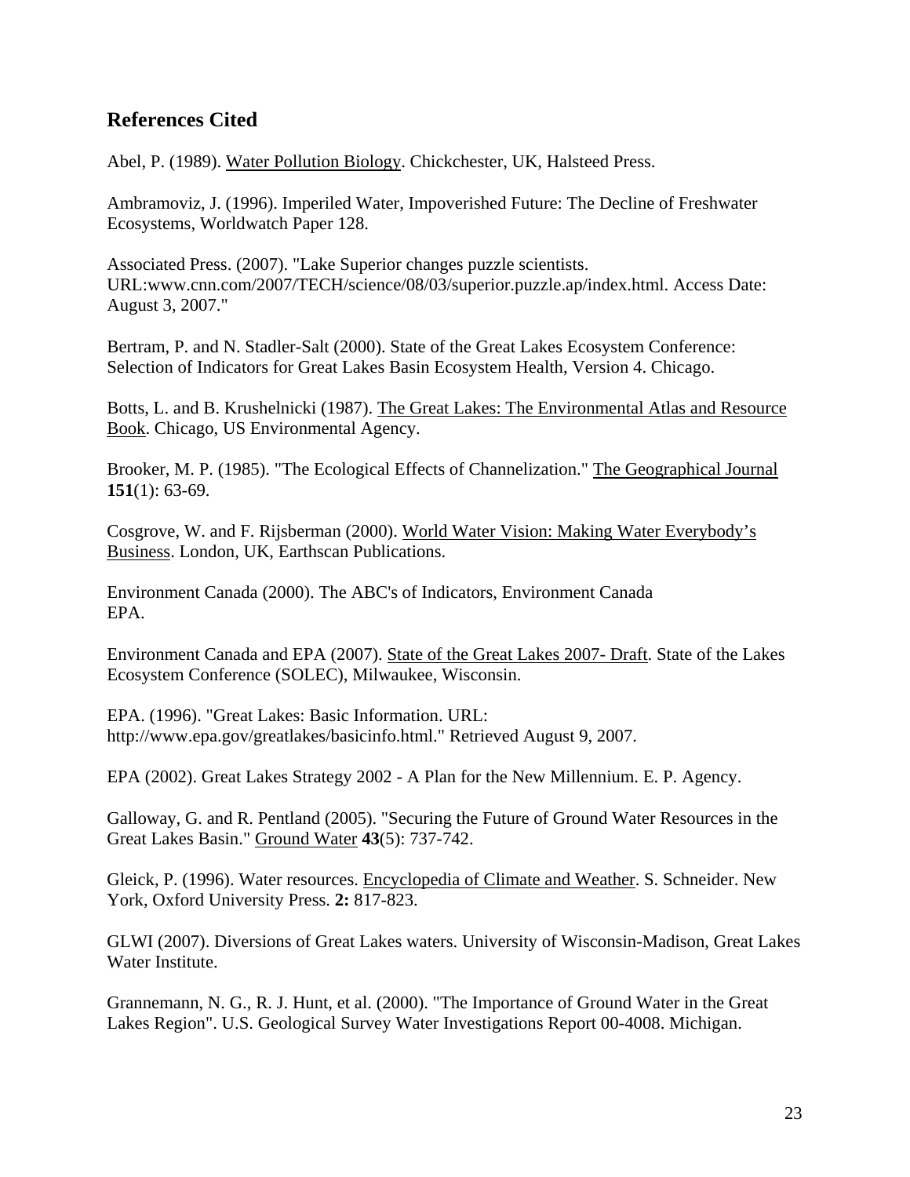## References Cited

Abel, P. (1989). Water Pollution Biology. Chickchester, UK, Halsteed Press.

Ambramoviz, J. (1996). Imperiled Water, Impoverished Future: The Decline of Freshwater Ecosystems, Worldwatch Paper 128.

Associated Press. (2007). "Lake Superior changes puzzle scientists. URL:www.cnn.com/2007/TECH/science/08/03/superior.puzzle.ap/index.html. Access Date: August 3, 2007."

Bertram, P. and N. Stadler-Salt (2000). State of the Great Lakes Ecosystem Conference: Selection of Indicators for Great Lakes Basin Ecosystem Health, Version 4. Chicago.

Botts, L. and B. Krushelnicki (1987). The Great Lakes: The Environmental Atlas and Resource Book. Chicago, US Environmental Agency.

Brooker, M. P. (1985). "The Ecological Effects of Channelization." The Geographical Journal **151**(1): 63-69.

Cosgrove, W. and F. Rijsberman (2000). World Water Vision: Making Water Everybody's Business. London, UK, Earthscan Publications.

Environment Canada (2000). The ABC's of Indicators, Environment Canada EPA.

Environment Canada and EPA (2007). State of the Great Lakes 2007- Draft. State of the Lakes Ecosystem Conference (SOLEC), Milwaukee, Wisconsin.

EPA. (1996). "Great Lakes: Basic Information. URL: http://www.epa.gov/greatlakes/basicinfo.html." Retrieved August 9, 2007.

EPA (2002). Great Lakes Strategy 2002 - A Plan for the New Millennium. E. P. Agency.

Galloway, G. and R. Pentland (2005). "Securing the Future of Ground Water Resources in the Great Lakes Basin." Ground Water **43**(5): 737-742.

Gleick, P. (1996). Water resources. Encyclopedia of Climate and Weather. S. Schneider. New York, Oxford University Press. **2:** 817-823.

GLWI (2007). Diversions of Great Lakes waters. University of Wisconsin-Madison, Great Lakes Water Institute.

Grannemann, N. G., R. J. Hunt, et al. (2000). "The Importance of Ground Water in the Great Lakes Region". U.S. Geological Survey Water Investigations Report 00-4008. Michigan.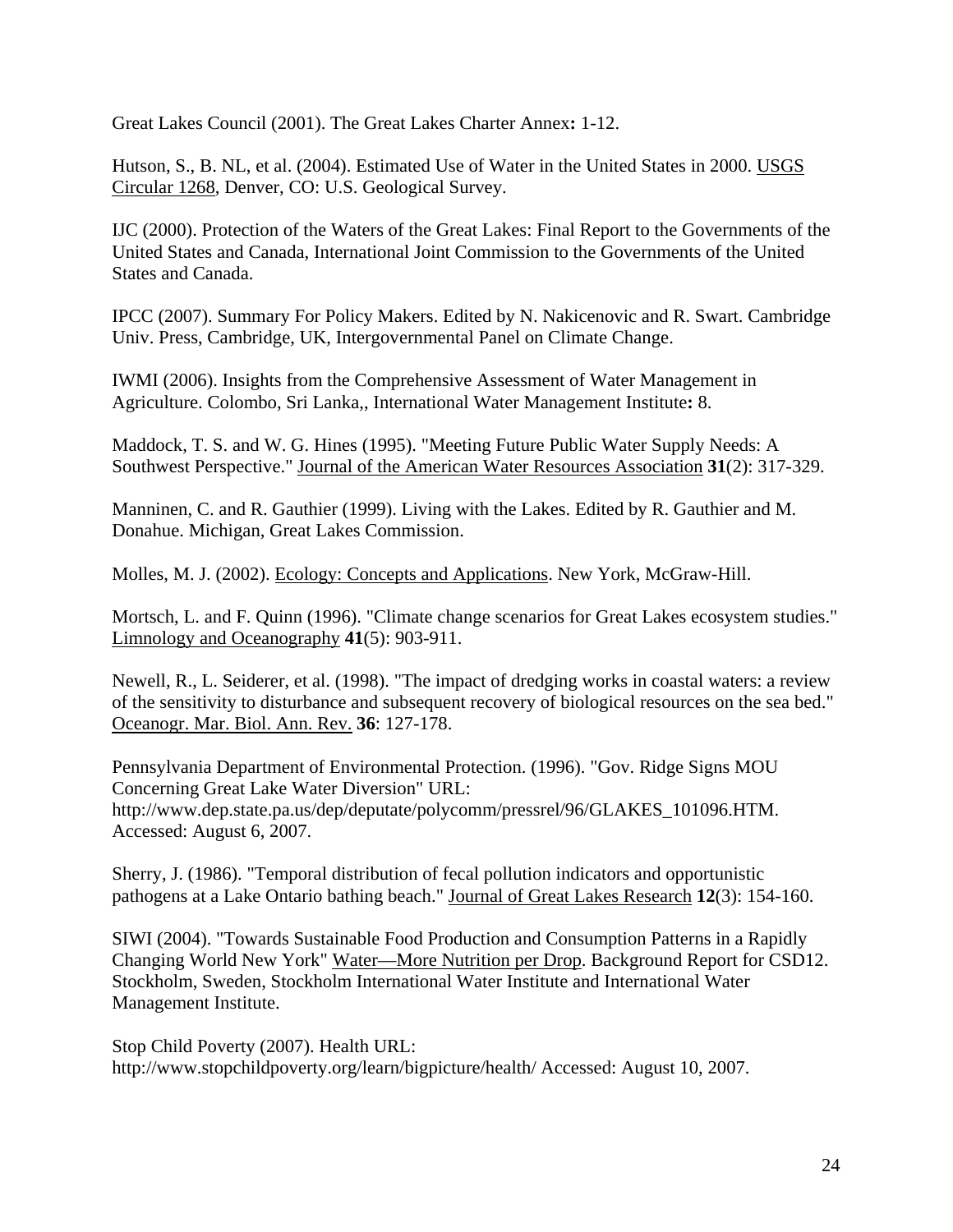Great Lakes Council (2001). The Great Lakes Charter Annex**:** 1-12.

Hutson, S., B. NL, et al. (2004). Estimated Use of Water in the United States in 2000. USGS Circular 1268, Denver, CO: U.S. Geological Survey.

IJC (2000). Protection of the Waters of the Great Lakes: Final Report to the Governments of the United States and Canada, International Joint Commission to the Governments of the United States and Canada.

IPCC (2007). Summary For Policy Makers. Edited by N. Nakicenovic and R. Swart. Cambridge Univ. Press, Cambridge, UK, Intergovernmental Panel on Climate Change.

IWMI (2006). Insights from the Comprehensive Assessment of Water Management in Agriculture. Colombo, Sri Lanka,, International Water Management Institute**:** 8.

Maddock, T. S. and W. G. Hines (1995). "Meeting Future Public Water Supply Needs: A Southwest Perspective." Journal of the American Water Resources Association **31**(2): 317-329.

Manninen, C. and R. Gauthier (1999). Living with the Lakes. Edited by R. Gauthier and M. Donahue. Michigan, Great Lakes Commission.

Molles, M. J. (2002). Ecology: Concepts and Applications. New York, McGraw-Hill.

Mortsch, L. and F. Quinn (1996). "Climate change scenarios for Great Lakes ecosystem studies." Limnology and Oceanography **41**(5): 903-911.

Newell, R., L. Seiderer, et al. (1998). "The impact of dredging works in coastal waters: a review of the sensitivity to disturbance and subsequent recovery of biological resources on the sea bed." Oceanogr. Mar. Biol. Ann. Rev. **36**: 127-178.

Pennsylvania Department of Environmental Protection. (1996). "Gov. Ridge Signs MOU Concerning Great Lake Water Diversion" URL: http://www.dep.state.pa.us/dep/deputate/polycomm/pressrel/96/GLAKES_101096.HTM. Accessed: August 6, 2007.

Sherry, J. (1986). "Temporal distribution of fecal pollution indicators and opportunistic pathogens at a Lake Ontario bathing beach." Journal of Great Lakes Research **12**(3): 154-160.

SIWI (2004). "Towards Sustainable Food Production and Consumption Patterns in a Rapidly Changing World New York" Water—More Nutrition per Drop. Background Report for CSD12. Stockholm, Sweden, Stockholm International Water Institute and International Water Management Institute.

Stop Child Poverty (2007). Health URL: http://www.stopchildpoverty.org/learn/bigpicture/health/ Accessed: August 10, 2007.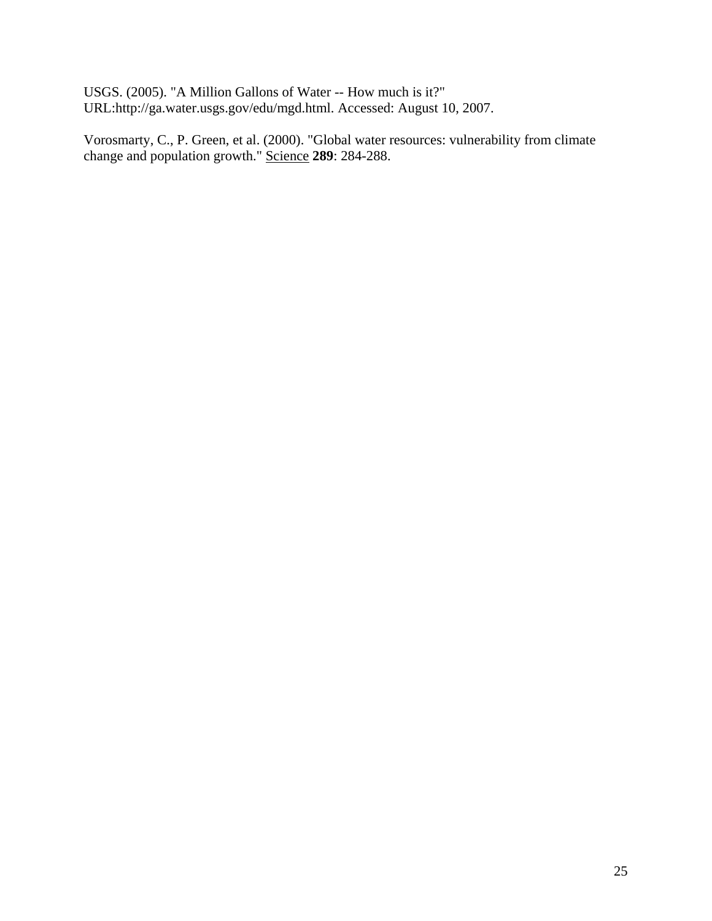USGS. (2005). "A Million Gallons of Water -- How much is it?" URL:http://ga.water.usgs.gov/edu/mgd.html. Accessed: August 10, 2007.

Vorosmarty, C., P. Green, et al. (2000). "Global water resources: vulnerability from climate change and population growth." Science **289**: 284-288.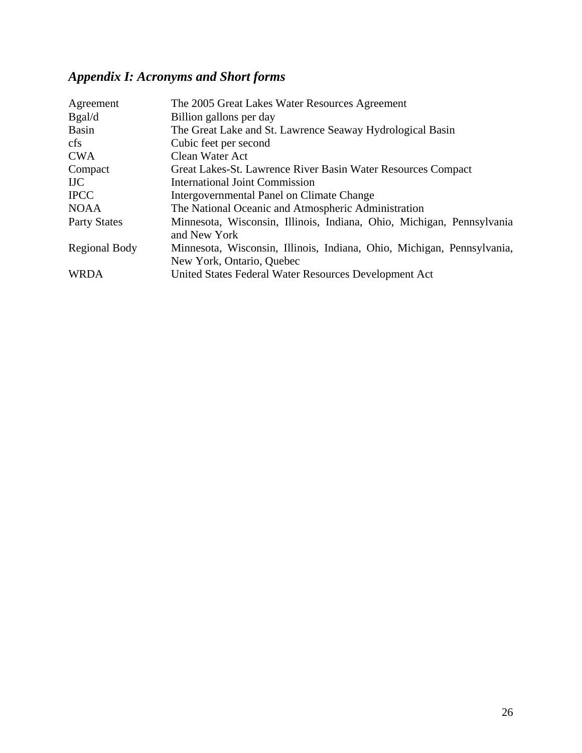## *Appendix I: Acronyms and Short forms*

| | |
|---|---|
| Agreement | The 2005 Great Lakes Water Resources Agreement |
| Bgal/d | Billion gallons per day |
| Basin | The Great Lake and St. Lawrence Seaway Hydrological Basin |
| cfs | Cubic feet per second |
| CWA | Clean Water Act |
| Compact | Great Lakes-St. Lawrence River Basin Water Resources Compact |
| IJC | International Joint Commission |
| IPCC | Intergovernmental Panel on Climate Change |
| NOAA | The National Oceanic and Atmospheric Administration |
| Party States | Minnesota, Wisconsin, Illinois, Indiana, Ohio, Michigan, Pennsylvania and New York |
| Regional Body | Minnesota, Wisconsin, Illinois, Indiana, Ohio, Michigan, Pennsylvania, New York, Ontario, Quebec |
| WRDA | United States Federal Water Resources Development Act |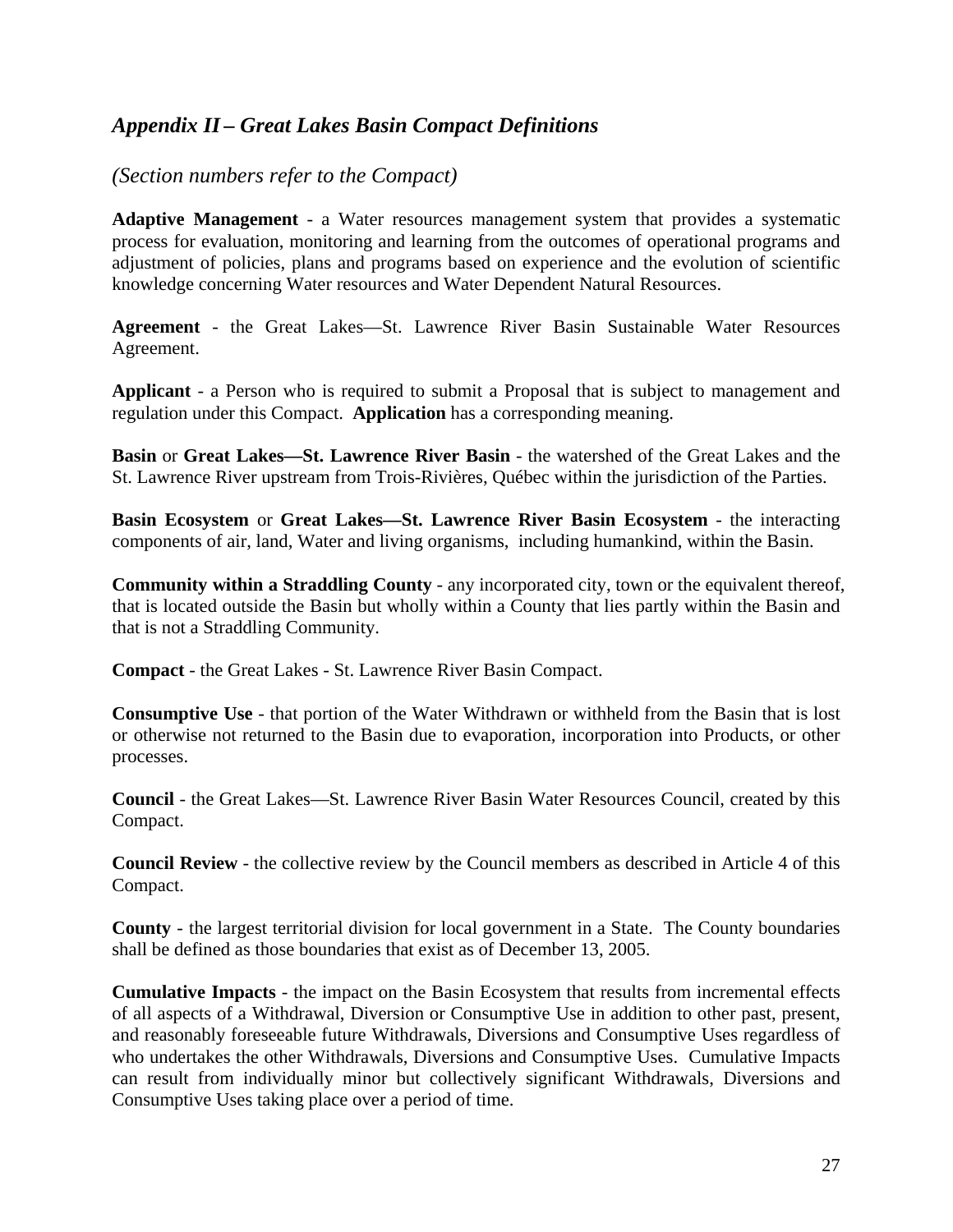## *Appendix II – Great Lakes Basin Compact Definitions*

*(Section numbers refer to the Compact)*

**Adaptive Management** - a Water resources management system that provides a systematic process for evaluation, monitoring and learning from the outcomes of operational programs and adjustment of policies, plans and programs based on experience and the evolution of scientific knowledge concerning Water resources and Water Dependent Natural Resources.

**Agreement** - the Great Lakes—St. Lawrence River Basin Sustainable Water Resources Agreement.

**Applicant** - a Person who is required to submit a Proposal that is subject to management and regulation under this Compact. **Application** has a corresponding meaning.

**Basin** or **Great Lakes—St. Lawrence River Basin** - the watershed of the Great Lakes and the St. Lawrence River upstream from Trois-Rivières, Québec within the jurisdiction of the Parties.

**Basin Ecosystem** or **Great Lakes—St. Lawrence River Basin Ecosystem** - the interacting components of air, land, Water and living organisms, including humankind, within the Basin.

**Community within a Straddling County** - any incorporated city, town or the equivalent thereof, that is located outside the Basin but wholly within a County that lies partly within the Basin and that is not a Straddling Community.

**Compact** - the Great Lakes - St. Lawrence River Basin Compact.

**Consumptive Use** - that portion of the Water Withdrawn or withheld from the Basin that is lost or otherwise not returned to the Basin due to evaporation, incorporation into Products, or other processes.

**Council** - the Great Lakes—St. Lawrence River Basin Water Resources Council, created by this Compact.

**Council Review** - the collective review by the Council members as described in Article 4 of this Compact.

**County** - the largest territorial division for local government in a State. The County boundaries shall be defined as those boundaries that exist as of December 13, 2005.

**Cumulative Impacts** - the impact on the Basin Ecosystem that results from incremental effects of all aspects of a Withdrawal, Diversion or Consumptive Use in addition to other past, present, and reasonably foreseeable future Withdrawals, Diversions and Consumptive Uses regardless of who undertakes the other Withdrawals, Diversions and Consumptive Uses. Cumulative Impacts can result from individually minor but collectively significant Withdrawals, Diversions and Consumptive Uses taking place over a period of time.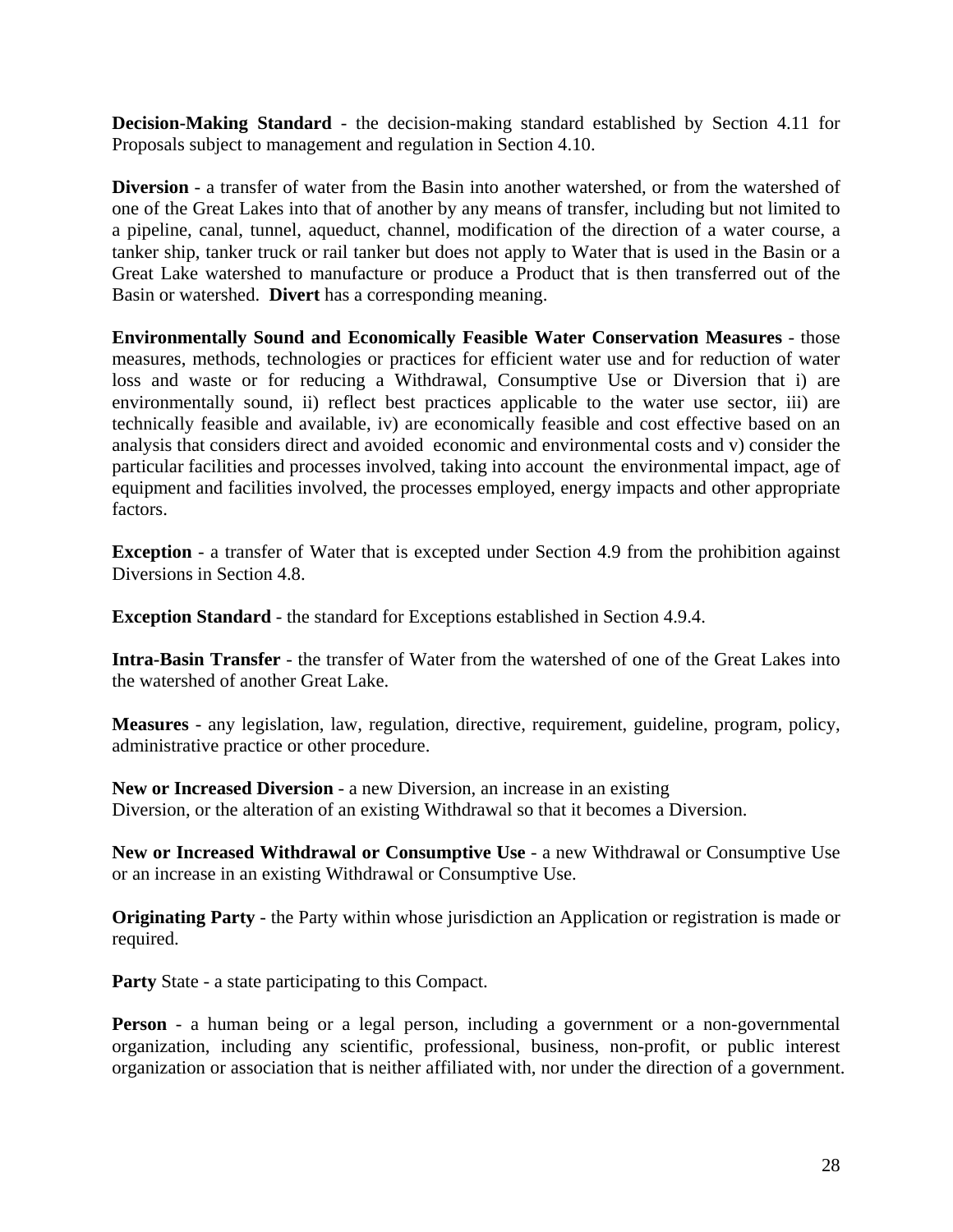**Decision-Making Standard** - the decision-making standard established by Section 4.11 for Proposals subject to management and regulation in Section 4.10.

**Diversion** - a transfer of water from the Basin into another watershed, or from the watershed of one of the Great Lakes into that of another by any means of transfer, including but not limited to a pipeline, canal, tunnel, aqueduct, channel, modification of the direction of a water course, a tanker ship, tanker truck or rail tanker but does not apply to Water that is used in the Basin or a Great Lake watershed to manufacture or produce a Product that is then transferred out of the Basin or watershed. **Divert** has a corresponding meaning.

**Environmentally Sound and Economically Feasible Water Conservation Measures** - those measures, methods, technologies or practices for efficient water use and for reduction of water loss and waste or for reducing a Withdrawal, Consumptive Use or Diversion that i) are environmentally sound, ii) reflect best practices applicable to the water use sector, iii) are technically feasible and available, iv) are economically feasible and cost effective based on an analysis that considers direct and avoided economic and environmental costs and v) consider the particular facilities and processes involved, taking into account the environmental impact, age of equipment and facilities involved, the processes employed, energy impacts and other appropriate factors.

**Exception** - a transfer of Water that is excepted under Section 4.9 from the prohibition against Diversions in Section 4.8.

**Exception Standard** - the standard for Exceptions established in Section 4.9.4.

**Intra-Basin Transfer** - the transfer of Water from the watershed of one of the Great Lakes into the watershed of another Great Lake.

**Measures** - any legislation, law, regulation, directive, requirement, guideline, program, policy, administrative practice or other procedure.

**New or Increased Diversion** - a new Diversion, an increase in an existing Diversion, or the alteration of an existing Withdrawal so that it becomes a Diversion.

**New or Increased Withdrawal or Consumptive Use** - a new Withdrawal or Consumptive Use or an increase in an existing Withdrawal or Consumptive Use.

**Originating Party** - the Party within whose jurisdiction an Application or registration is made or required.

**Party** State - a state participating to this Compact.

**Person** - a human being or a legal person, including a government or a non-governmental organization, including any scientific, professional, business, non-profit, or public interest organization or association that is neither affiliated with, nor under the direction of a government.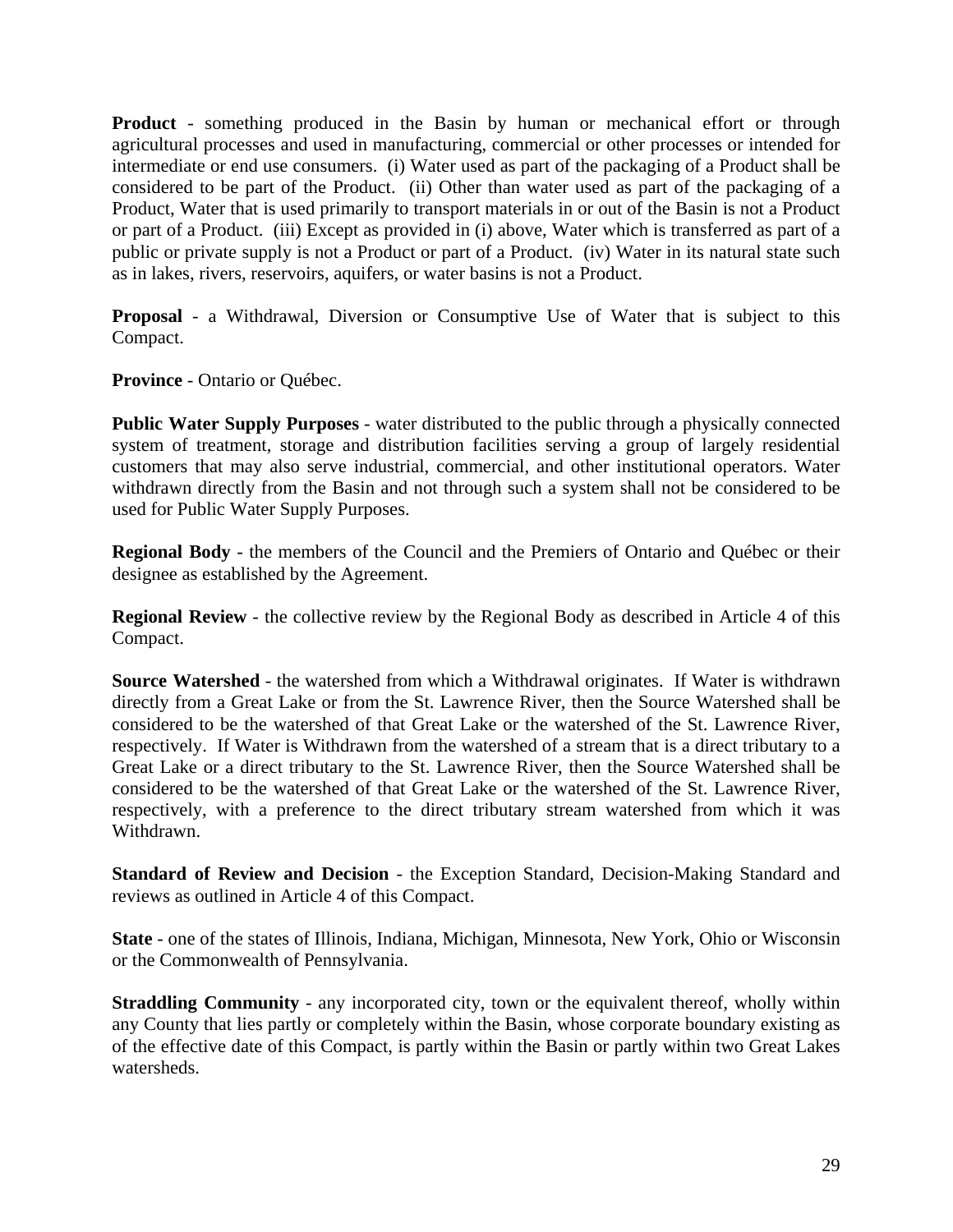**Product** - something produced in the Basin by human or mechanical effort or through agricultural processes and used in manufacturing, commercial or other processes or intended for intermediate or end use consumers. (i) Water used as part of the packaging of a Product shall be considered to be part of the Product. (ii) Other than water used as part of the packaging of a Product, Water that is used primarily to transport materials in or out of the Basin is not a Product or part of a Product. (iii) Except as provided in (i) above, Water which is transferred as part of a public or private supply is not a Product or part of a Product. (iv) Water in its natural state such as in lakes, rivers, reservoirs, aquifers, or water basins is not a Product.

**Proposal** - a Withdrawal, Diversion or Consumptive Use of Water that is subject to this Compact.

**Province** - Ontario or Québec.

**Public Water Supply Purposes** - water distributed to the public through a physically connected system of treatment, storage and distribution facilities serving a group of largely residential customers that may also serve industrial, commercial, and other institutional operators. Water withdrawn directly from the Basin and not through such a system shall not be considered to be used for Public Water Supply Purposes.

**Regional Body** - the members of the Council and the Premiers of Ontario and Québec or their designee as established by the Agreement.

**Regional Review** - the collective review by the Regional Body as described in Article 4 of this Compact.

**Source Watershed** - the watershed from which a Withdrawal originates. If Water is withdrawn directly from a Great Lake or from the St. Lawrence River, then the Source Watershed shall be considered to be the watershed of that Great Lake or the watershed of the St. Lawrence River, respectively. If Water is Withdrawn from the watershed of a stream that is a direct tributary to a Great Lake or a direct tributary to the St. Lawrence River, then the Source Watershed shall be considered to be the watershed of that Great Lake or the watershed of the St. Lawrence River, respectively, with a preference to the direct tributary stream watershed from which it was Withdrawn.

**Standard of Review and Decision** - the Exception Standard, Decision-Making Standard and reviews as outlined in Article 4 of this Compact.

**State** - one of the states of Illinois, Indiana, Michigan, Minnesota, New York, Ohio or Wisconsin or the Commonwealth of Pennsylvania.

**Straddling Community** - any incorporated city, town or the equivalent thereof, wholly within any County that lies partly or completely within the Basin, whose corporate boundary existing as of the effective date of this Compact, is partly within the Basin or partly within two Great Lakes watersheds.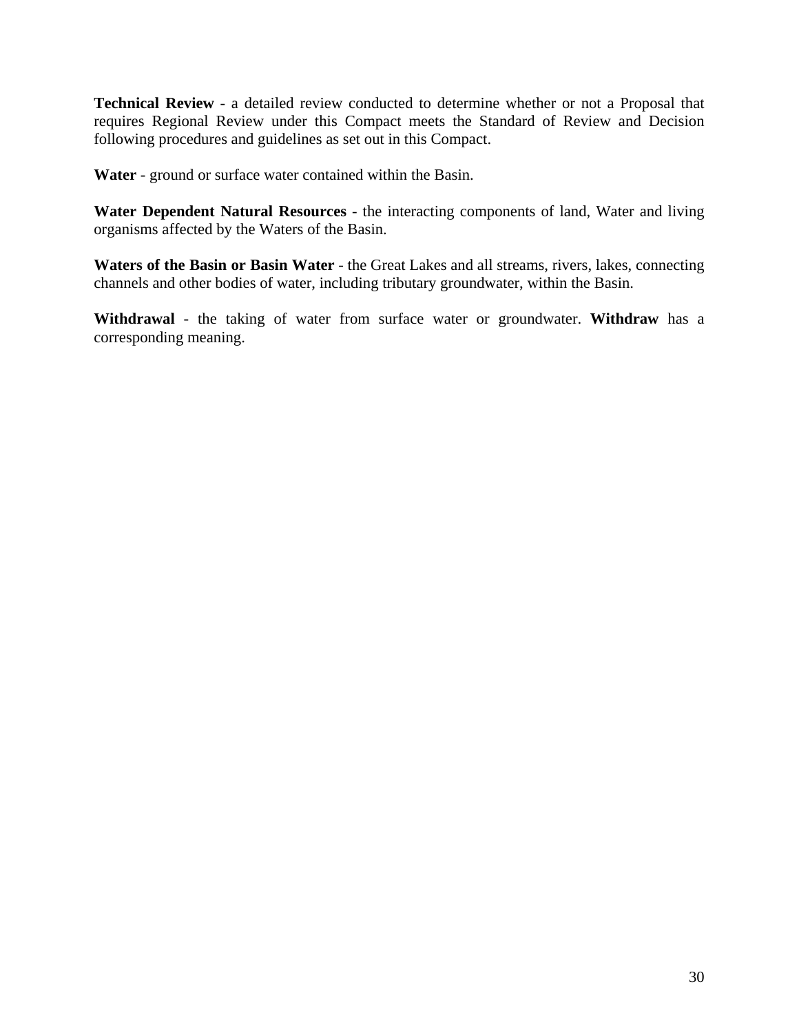**Technical Review** - a detailed review conducted to determine whether or not a Proposal that requires Regional Review under this Compact meets the Standard of Review and Decision following procedures and guidelines as set out in this Compact.

**Water** - ground or surface water contained within the Basin.

**Water Dependent Natural Resources** - the interacting components of land, Water and living organisms affected by the Waters of the Basin.

**Waters of the Basin or Basin Water** - the Great Lakes and all streams, rivers, lakes, connecting channels and other bodies of water, including tributary groundwater, within the Basin.

**Withdrawal** - the taking of water from surface water or groundwater. **Withdraw** has a corresponding meaning.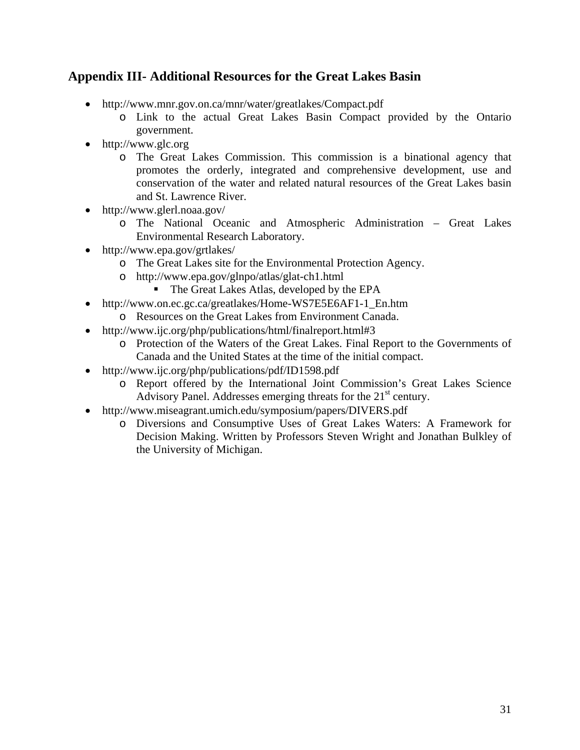## Appendix III- Additional Resources for the Great Lakes Basin

- http://www.mnr.gov.on.ca/mnr/water/greatlakes/Compact.pdf
  - Link to the actual Great Lakes Basin Compact provided by the Ontario government.
- http://www.glc.org
  - The Great Lakes Commission. This commission is a binational agency that promotes the orderly, integrated and comprehensive development, use and conservation of the water and related natural resources of the Great Lakes basin and St. Lawrence River.
- http://www.glerl.noaa.gov/
  - The National Oceanic and Atmospheric Administration – Great Lakes Environmental Research Laboratory.
- http://www.epa.gov/grtlakes/
  - The Great Lakes site for the Environmental Protection Agency.
  - http://www.epa.gov/glnpo/atlas/glat-ch1.html
    - The Great Lakes Atlas, developed by the EPA
- http://www.on.ec.gc.ca/greatlakes/Home-WS7E5E6AF1-1_En.htm
  - Resources on the Great Lakes from Environment Canada.
- http://www.ijc.org/php/publications/html/finalreport.html#3
  - Protection of the Waters of the Great Lakes. Final Report to the Governments of Canada and the United States at the time of the initial compact.
- http://www.ijc.org/php/publications/pdf/ID1598.pdf
  - Report offered by the International Joint Commission's Great Lakes Science Advisory Panel. Addresses emerging threats for the 21st century.
- http://www.miseagrant.umich.edu/symposium/papers/DIVERS.pdf
  - Diversions and Consumptive Uses of Great Lakes Waters: A Framework for Decision Making. Written by Professors Steven Wright and Jonathan Bulkley of the University of Michigan.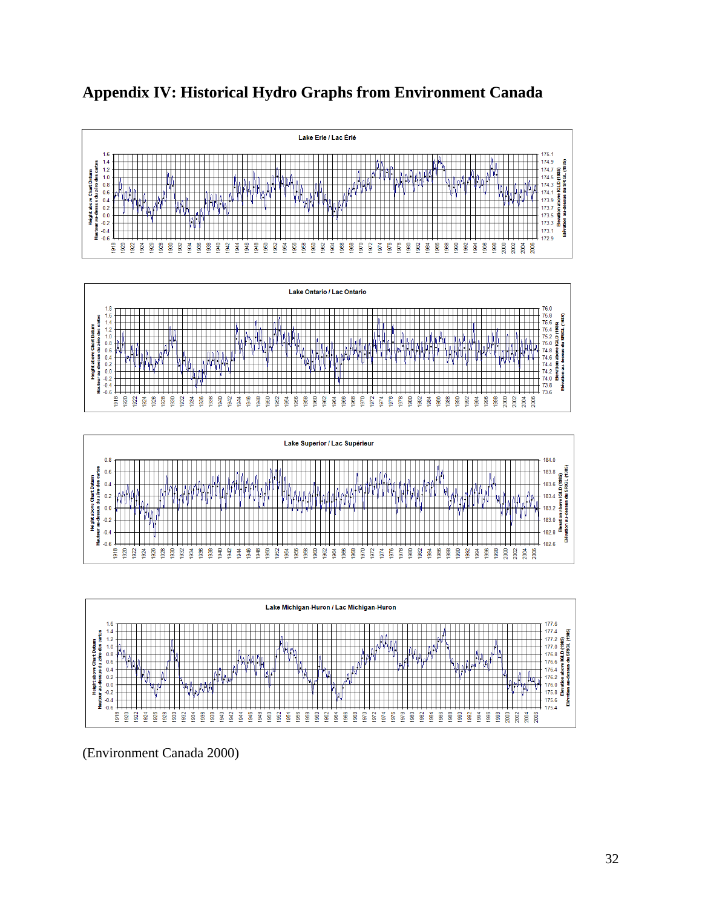# Appendix IV: Historical Hydro Graphs from Environment Canada

Lake Erie / Lac Érié

Height above Chart Datum
Hauteur au-dessus du zéro des cartes

1.6
1.4
1.2
1.0
0.8
0.6
0.4
0.2
0.0
-0.2
-0.4
-0.6

175.1
174.9
174.7
174.5
174.3
174.1
173.9
173.7
173.5
173.3
173.1
172.9

Elevation above IGLD (1985)
Élévation au-dessus du SRIGL (1985)

1918 1920 1922 1924 1926 1928 1930 1932 1934 1936 1938 1940 1942 1944 1946 1948 1950 1952 1954 1956 1958 1960 1962 1964 1966 1968 1970 1972 1974 1976 1978 1980 1982 1984 1986 1988 1990 1992 1994 1996 1998 2000 2002 2004 2006

Lake Ontario / Lac Ontario

Height above Chart Datum
Hauteur au-dessus du zéro des cartes

1.8
1.6
1.4
1.2
1.0
0.8
0.6
0.4
0.2
0.0
-0.2
-0.4
-0.6

76.0
75.8
75.6
75.4
75.2
75.0
74.8
74.6
74.4
74.2
74.0
73.8
73.6

Elevation above IGLD (1985)
Élévation au-dessus du SRIGL (1985)

1918 1920 1922 1924 1926 1928 1930 1932 1934 1936 1938 1940 1942 1944 1946 1948 1950 1952 1954 1956 1958 1960 1962 1964 1966 1968 1970 1972 1974 1976 1978 1980 1982 1984 1986 1988 1990 1992 1994 1996 1998 2000 2002 2004 2006

Lake Superior / Lac Supérieur

Height above Chart Datum
Hauteur au-dessus du zéro des cartes

0.8
0.6
0.4
0.2
0.0
-0.2
-0.4
-0.6

184.0
183.8
183.6
183.4
183.2
183.0
182.8
182.6

Elevation above IGLD (1985)
Élévation au-dessus du SRIGL (1985)

1918 1920 1922 1924 1926 1928 1930 1932 1934 1936 1938 1940 1942 1944 1946 1948 1950 1952 1954 1956 1958 1960 1962 1964 1966 1968 1970 1972 1974 1976 1978 1980 1982 1984 1986 1988 1990 1992 1994 1996 1998 2000 2002 2004 2006

Lake Michigan-Huron / Lac Michigan-Huron

Height above Chart Datum
Hauteur au-dessus du zéro des cartes

1.6
1.4
1.2
1.0
0.8
0.6
0.4
0.2
0.0
-0.2
-0.4
-0.6

177.6
177.4
177.2
177.0
176.8
176.6
176.4
176.2
176.0
175.8
175.6
175.4

Elevation above IGLD (1985)
Élévation au-dessus du SRIGL (1985)

1918 1920 1922 1924 1926 1928 1930 1932 1934 1936 1938 1940 1942 1944 1946 1948 1950 1952 1954 1956 1958 1960 1962 1964 1966 1968 1970 1972 1974 1976 1978 1980 1982 1984 1986 1988 1990 1992 1994 1996 1998 2000 2002 2004 2006

(Environment Canada 2000)